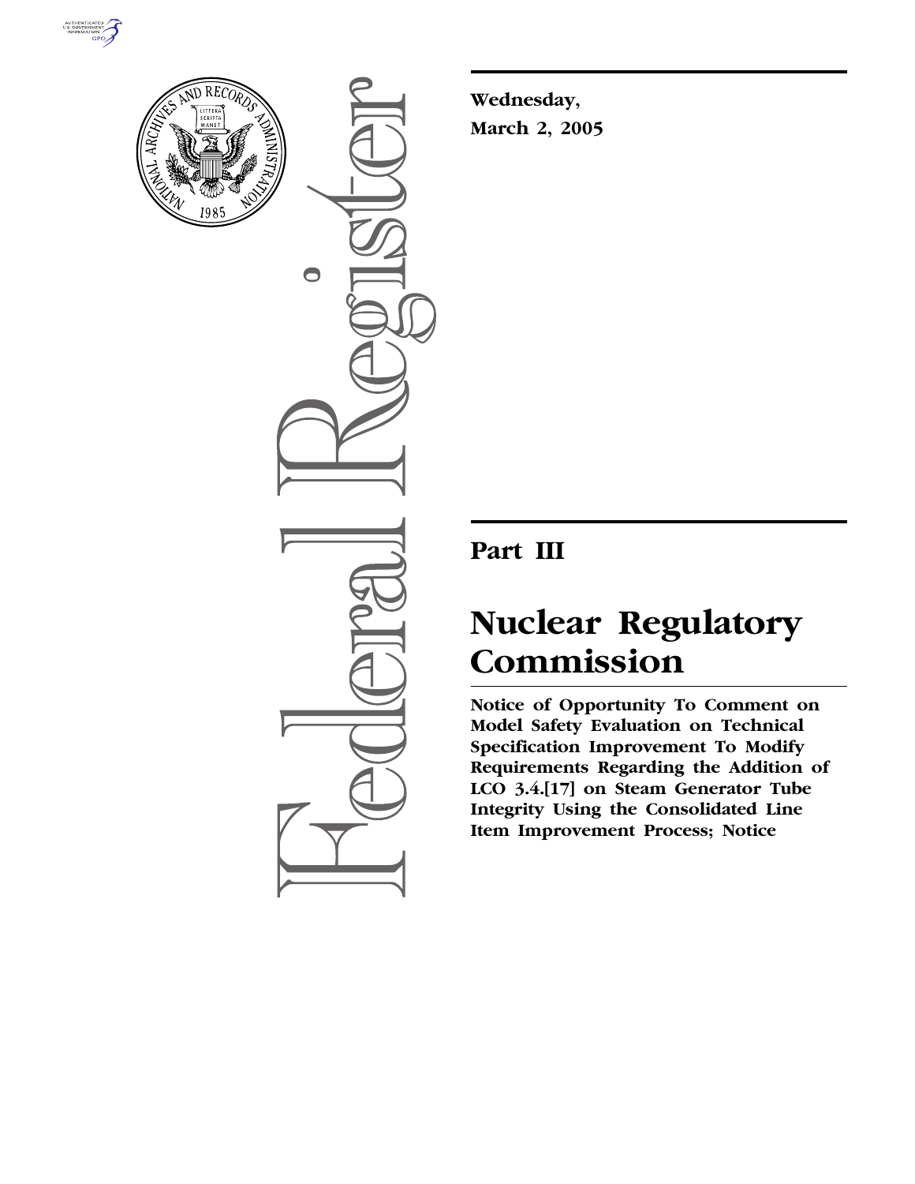**Wednesday, March 2, 2005**

# Part III

# Nuclear Regulatory Commission

**Notice of Opportunity To Comment on Model Safety Evaluation on Technical Specification Improvement To Modify Requirements Regarding the Addition of LCO 3.4.[17] on Steam Generator Tube Integrity Using the Consolidated Line Item Improvement Process; Notice**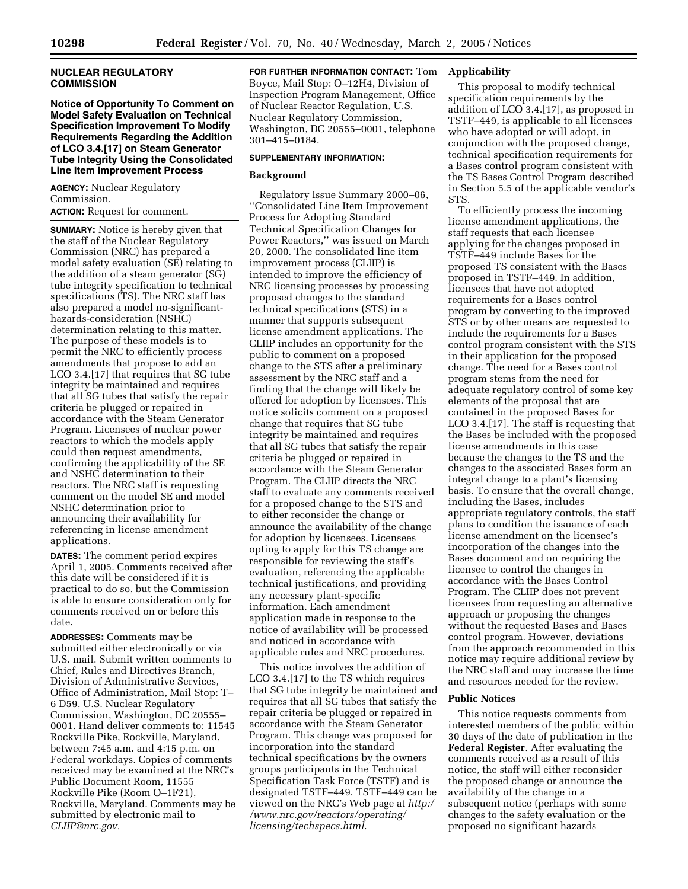## NUCLEAR REGULATORY COMMISSION

### Notice of Opportunity To Comment on Model Safety Evaluation on Technical Specification Improvement To Modify Requirements Regarding the Addition of LCO 3.4.[17] on Steam Generator Tube Integrity Using the Consolidated Line Item Improvement Process

**AGENCY:** Nuclear Regulatory Commission.

**ACTION:** Request for comment.

**SUMMARY:** Notice is hereby given that the staff of the Nuclear Regulatory Commission (NRC) has prepared a model safety evaluation (SE) relating to the addition of a steam generator (SG) tube integrity specification to technical specifications (TS). The NRC staff has also prepared a model no-significant-hazards-consideration (NSHC) determination relating to this matter. The purpose of these models is to permit the NRC to efficiently process amendments that propose to add an LCO 3.4.[17] that requires that SG tube integrity be maintained and requires that all SG tubes that satisfy the repair criteria be plugged or repaired in accordance with the Steam Generator Program. Licensees of nuclear power reactors to which the models apply could then request amendments, confirming the applicability of the SE and NSHC determination to their reactors. The NRC staff is requesting comment on the model SE and model NSHC determination prior to announcing their availability for referencing in license amendment applications.

**DATES:** The comment period expires April 1, 2005. Comments received after this date will be considered if it is practical to do so, but the Commission is able to ensure consideration only for comments received on or before this date.

**ADDRESSES:** Comments may be submitted either electronically or via U.S. mail. Submit written comments to Chief, Rules and Directives Branch, Division of Administrative Services, Office of Administration, Mail Stop: T–6 D59, U.S. Nuclear Regulatory Commission, Washington, DC 20555–0001. Hand deliver comments to: 11545 Rockville Pike, Rockville, Maryland, between 7:45 a.m. and 4:15 p.m. on Federal workdays. Copies of comments received may be examined at the NRC's Public Document Room, 11555 Rockville Pike (Room O–1F21), Rockville, Maryland. Comments may be submitted by electronic mail to *CLIIP@nrc.gov.*

**FOR FURTHER INFORMATION CONTACT:** Tom Boyce, Mail Stop: O–12H4, Division of Inspection Program Management, Office of Nuclear Reactor Regulation, U.S. Nuclear Regulatory Commission, Washington, DC 20555–0001, telephone 301–415–0184.

**SUPPLEMENTARY INFORMATION:**

**Background**

Regulatory Issue Summary 2000–06, ''Consolidated Line Item Improvement Process for Adopting Standard Technical Specification Changes for Power Reactors,'' was issued on March 20, 2000. The consolidated line item improvement process (CLIIP) is intended to improve the efficiency of NRC licensing processes by processing proposed changes to the standard technical specifications (STS) in a manner that supports subsequent license amendment applications. The CLIIP includes an opportunity for the public to comment on a proposed change to the STS after a preliminary assessment by the NRC staff and a finding that the change will likely be offered for adoption by licensees. This notice solicits comment on a proposed change that requires that SG tube integrity be maintained and requires that all SG tubes that satisfy the repair criteria be plugged or repaired in accordance with the Steam Generator Program. The CLIIP directs the NRC staff to evaluate any comments received for a proposed change to the STS and to either reconsider the change or announce the availability of the change for adoption by licensees. Licensees opting to apply for this TS change are responsible for reviewing the staff's evaluation, referencing the applicable technical justifications, and providing any necessary plant-specific information. Each amendment application made in response to the notice of availability will be processed and noticed in accordance with applicable rules and NRC procedures.

This notice involves the addition of LCO 3.4.[17] to the TS which requires that SG tube integrity be maintained and requires that all SG tubes that satisfy the repair criteria be plugged or repaired in accordance with the Steam Generator Program. This change was proposed for incorporation into the standard technical specifications by the owners groups participants in the Technical Specification Task Force (TSTF) and is designated TSTF–449. TSTF–449 can be viewed on the NRC's Web page at *http://www.nrc.gov/reactors/operating/licensing/techspecs.html*.

**Applicability**

This proposal to modify technical specification requirements by the addition of LCO 3.4.[17], as proposed in TSTF–449, is applicable to all licensees who have adopted or will adopt, in conjunction with the proposed change, technical specification requirements for a Bases control program consistent with the TS Bases Control Program described in Section 5.5 of the applicable vendor's STS.

To efficiently process the incoming license amendment applications, the staff requests that each licensee applying for the changes proposed in TSTF–449 include Bases for the proposed TS consistent with the Bases proposed in TSTF–449. In addition, licensees that have not adopted requirements for a Bases control program by converting to the improved STS or by other means are requested to include the requirements for a Bases control program consistent with the STS in their application for the proposed change. The need for a Bases control program stems from the need for adequate regulatory control of some key elements of the proposal that are contained in the proposed Bases for LCO 3.4.[17]. The staff is requesting that the Bases be included with the proposed license amendments in this case because the changes to the TS and the changes to the associated Bases form an integral change to a plant's licensing basis. To ensure that the overall change, including the Bases, includes appropriate regulatory controls, the staff plans to condition the issuance of each license amendment on the licensee's incorporation of the changes into the Bases document and on requiring the licensee to control the changes in accordance with the Bases Control Program. The CLIIP does not prevent licensees from requesting an alternative approach or proposing the changes without the requested Bases and Bases control program. However, deviations from the approach recommended in this notice may require additional review by the NRC staff and may increase the time and resources needed for the review.

**Public Notices**

This notice requests comments from interested members of the public within 30 days of the date of publication in the **Federal Register**. After evaluating the comments received as a result of this notice, the staff will either reconsider the proposed change or announce the availability of the change in a subsequent notice (perhaps with some changes to the safety evaluation or the proposed no significant hazards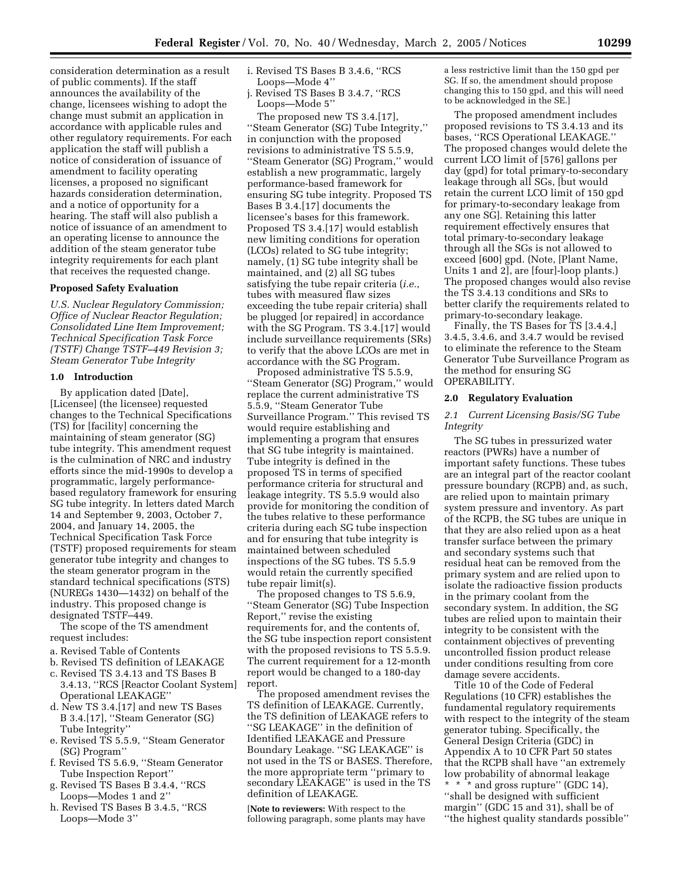consideration determination as a result of public comments). If the staff announces the availability of the change, licensees wishing to adopt the change must submit an application in accordance with applicable rules and other regulatory requirements. For each application the staff will publish a notice of consideration of issuance of amendment to facility operating licenses, a proposed no significant hazards consideration determination, and a notice of opportunity for a hearing. The staff will also publish a notice of issuance of an amendment to an operating license to announce the addition of the steam generator tube integrity requirements for each plant that receives the requested change.

**Proposed Safety Evaluation**

*U.S. Nuclear Regulatory Commission; Office of Nuclear Reactor Regulation; Consolidated Line Item Improvement; Technical Specification Task Force (TSTF) Change TSTF–449 Revision 3; Steam Generator Tube Integrity*

**1.0 Introduction**

By application dated [Date], [Licensee] (the licensee) requested changes to the Technical Specifications (TS) for [facility] concerning the maintaining of steam generator (SG) tube integrity. This amendment request is the culmination of NRC and industry efforts since the mid-1990s to develop a programmatic, largely performance-based regulatory framework for ensuring SG tube integrity. In letters dated March 14 and September 9, 2003, October 7, 2004, and January 14, 2005, the Technical Specification Task Force (TSTF) proposed requirements for steam generator tube integrity and changes to the steam generator program in the standard technical specifications (STS) (NUREGs 1430—1432) on behalf of the industry. This proposed change is designated TSTF–449.

The scope of the TS amendment request includes:

a. Revised Table of Contents
b. Revised TS definition of LEAKAGE
c. Revised TS 3.4.13 and TS Bases B 3.4.13, ''RCS [Reactor Coolant System] Operational LEAKAGE''
d. New TS 3.4.[17] and new TS Bases B 3.4.[17], ''Steam Generator (SG) Tube Integrity''
e. Revised TS 5.5.9, ''Steam Generator (SG) Program''
f. Revised TS 5.6.9, ''Steam Generator Tube Inspection Report''
g. Revised TS Bases B 3.4.4, ''RCS Loops—Modes 1 and 2''
h. Revised TS Bases B 3.4.5, ''RCS Loops—Mode 3''
i. Revised TS Bases B 3.4.6, ''RCS Loops—Mode 4''
j. Revised TS Bases B 3.4.7, ''RCS Loops—Mode 5''

The proposed new TS 3.4.[17], ''Steam Generator (SG) Tube Integrity,'' in conjunction with the proposed revisions to administrative TS 5.5.9, ''Steam Generator (SG) Program,'' would establish a new programmatic, largely performance-based framework for ensuring SG tube integrity. Proposed TS Bases B 3.4.[17] documents the licensee's bases for this framework. Proposed TS 3.4.[17] would establish new limiting conditions for operation (LCOs) related to SG tube integrity; namely, (1) SG tube integrity shall be maintained, and (2) all SG tubes satisfying the tube repair criteria (*i.e.*, tubes with measured flaw sizes exceeding the tube repair criteria) shall be plugged [or repaired] in accordance with the SG Program. TS 3.4.[17] would include surveillance requirements (SRs) to verify that the above LCOs are met in accordance with the SG Program.

Proposed administrative TS 5.5.9, ''Steam Generator (SG) Program,'' would replace the current administrative TS 5.5.9, ''Steam Generator Tube Surveillance Program.'' This revised TS would require establishing and implementing a program that ensures that SG tube integrity is maintained. Tube integrity is defined in the proposed TS in terms of specified performance criteria for structural and leakage integrity. TS 5.5.9 would also provide for monitoring the condition of the tubes relative to these performance criteria during each SG tube inspection and for ensuring that tube integrity is maintained between scheduled inspections of the SG tubes. TS 5.5.9 would retain the currently specified tube repair limit(s).

The proposed changes to TS 5.6.9, ''Steam Generator (SG) Tube Inspection Report,'' revise the existing requirements for, and the contents of, the SG tube inspection report consistent with the proposed revisions to TS 5.5.9. The current requirement for a 12-month report would be changed to a 180-day report.

The proposed amendment revises the TS definition of LEAKAGE. Currently, the TS definition of LEAKAGE refers to ''SG LEAKAGE'' in the definition of Identified LEAKAGE and Pressure Boundary Leakage. ''SG LEAKAGE'' is not used in the TS or BASES. Therefore, the more appropriate term ''primary to secondary LEAKAGE'' is used in the TS definition of LEAKAGE.

[**Note to reviewers:** With respect to the following paragraph, some plants may have a less restrictive limit than the 150 gpd per SG. If so, the amendment should propose changing this to 150 gpd, and this will need to be acknowledged in the SE.]

The proposed amendment includes proposed revisions to TS 3.4.13 and its bases, ''RCS Operational LEAKAGE.'' The proposed changes would delete the current LCO limit of [576] gallons per day (gpd) for total primary-to-secondary leakage through all SGs, [but would retain the current LCO limit of 150 gpd for primary-to-secondary leakage from any one SG]. Retaining this latter requirement effectively ensures that total primary-to-secondary leakage through all the SGs is not allowed to exceed [600] gpd. (Note, [Plant Name, Units 1 and 2], are [four]-loop plants.) The proposed changes would also revise the TS 3.4.13 conditions and SRs to better clarify the requirements related to primary-to-secondary leakage.

Finally, the TS Bases for TS [3.4.4,] 3.4.5, 3.4.6, and 3.4.7 would be revised to eliminate the reference to the Steam Generator Tube Surveillance Program as the method for ensuring SG OPERABILITY.

**2.0 Regulatory Evaluation**

*2.1 Current Licensing Basis/SG Tube Integrity*

The SG tubes in pressurized water reactors (PWRs) have a number of important safety functions. These tubes are an integral part of the reactor coolant pressure boundary (RCPB) and, as such, are relied upon to maintain primary system pressure and inventory. As part of the RCPB, the SG tubes are unique in that they are also relied upon as a heat transfer surface between the primary and secondary systems such that residual heat can be removed from the primary system and are relied upon to isolate the radioactive fission products in the primary coolant from the secondary system. In addition, the SG tubes are relied upon to maintain their integrity to be consistent with the containment objectives of preventing uncontrolled fission product release under conditions resulting from core damage severe accidents.

Title 10 of the Code of Federal Regulations (10 CFR) establishes the fundamental regulatory requirements with respect to the integrity of the steam generator tubing. Specifically, the General Design Criteria (GDC) in Appendix A to 10 CFR Part 50 states that the RCPB shall have ''an extremely low probability of abnormal leakage * * * and gross rupture'' (GDC 14), ''shall be designed with sufficient margin'' (GDC 15 and 31), shall be of ''the highest quality standards possible''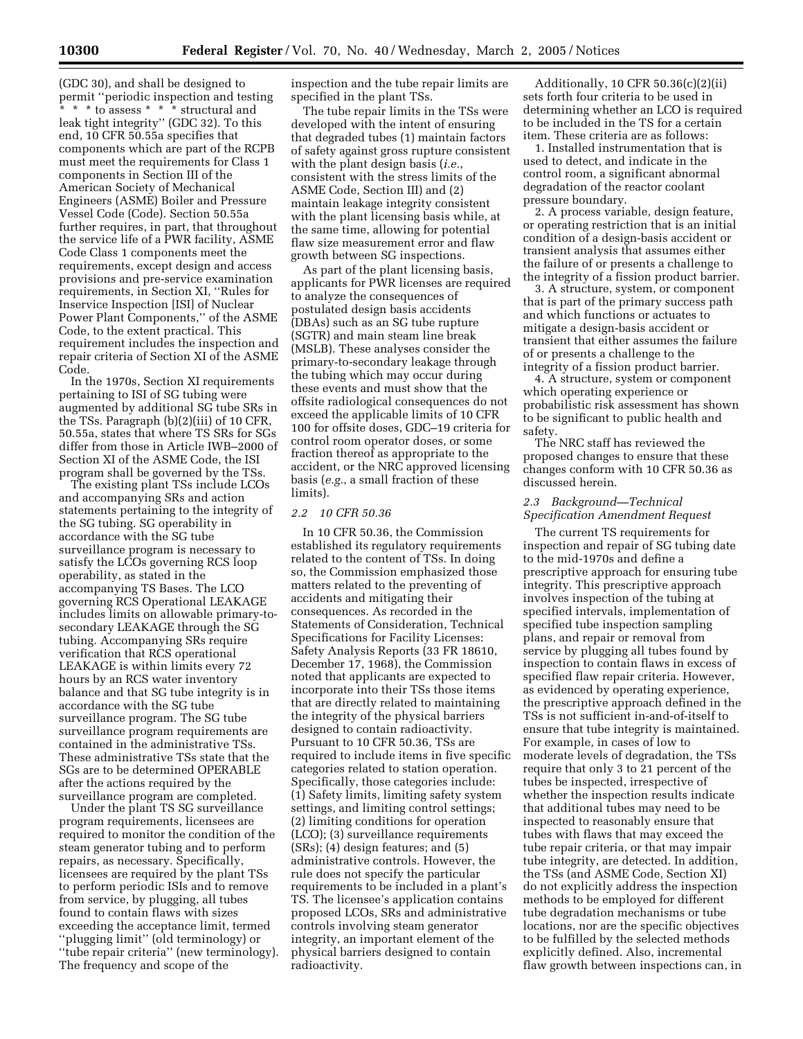(GDC 30), and shall be designed to permit ''periodic inspection and testing * * * to assess * * * structural and leak tight integrity'' (GDC 32). To this end, 10 CFR 50.55a specifies that components which are part of the RCPB must meet the requirements for Class 1 components in Section III of the American Society of Mechanical Engineers (ASME) Boiler and Pressure Vessel Code (Code). Section 50.55a further requires, in part, that throughout the service life of a PWR facility, ASME Code Class 1 components meet the requirements, except design and access provisions and pre-service examination requirements, in Section XI, ''Rules for Inservice Inspection [ISI] of Nuclear Power Plant Components,'' of the ASME Code, to the extent practical. This requirement includes the inspection and repair criteria of Section XI of the ASME Code.

In the 1970s, Section XI requirements pertaining to ISI of SG tubing were augmented by additional SG tube SRs in the TSs. Paragraph (b)(2)(iii) of 10 CFR, 50.55a, states that where TS SRs for SGs differ from those in Article IWB–2000 of Section XI of the ASME Code, the ISI program shall be governed by the TSs.

The existing plant TSs include LCOs and accompanying SRs and action statements pertaining to the integrity of the SG tubing. SG operability in accordance with the SG tube surveillance program is necessary to satisfy the LCOs governing RCS loop operability, as stated in the accompanying TS Bases. The LCO governing RCS Operational LEAKAGE includes limits on allowable primary-to-secondary LEAKAGE through the SG tubing. Accompanying SRs require verification that RCS operational LEAKAGE is within limits every 72 hours by an RCS water inventory balance and that SG tube integrity is in accordance with the SG tube surveillance program. The SG tube surveillance program requirements are contained in the administrative TSs. These administrative TSs state that the SGs are to be determined OPERABLE after the actions required by the surveillance program are completed.

Under the plant TS SG surveillance program requirements, licensees are required to monitor the condition of the steam generator tubing and to perform repairs, as necessary. Specifically, licensees are required by the plant TSs to perform periodic ISIs and to remove from service, by plugging, all tubes found to contain flaws with sizes exceeding the acceptance limit, termed ''plugging limit'' (old terminology) or ''tube repair criteria'' (new terminology). The frequency and scope of the inspection and the tube repair limits are specified in the plant TSs.

The tube repair limits in the TSs were developed with the intent of ensuring that degraded tubes (1) maintain factors of safety against gross rupture consistent with the plant design basis (*i.e.*, consistent with the stress limits of the ASME Code, Section III) and (2) maintain leakage integrity consistent with the plant licensing basis while, at the same time, allowing for potential flaw size measurement error and flaw growth between SG inspections.

As part of the plant licensing basis, applicants for PWR licenses are required to analyze the consequences of postulated design basis accidents (DBAs) such as an SG tube rupture (SGTR) and main steam line break (MSLB). These analyses consider the primary-to-secondary leakage through the tubing which may occur during these events and must show that the offsite radiological consequences do not exceed the applicable limits of 10 CFR 100 for offsite doses, GDC–19 criteria for control room operator doses, or some fraction thereof as appropriate to the accident, or the NRC approved licensing basis (*e.g.*, a small fraction of these limits).

### *2.2 10 CFR 50.36*

In 10 CFR 50.36, the Commission established its regulatory requirements related to the content of TSs. In doing so, the Commission emphasized those matters related to the preventing of accidents and mitigating their consequences. As recorded in the Statements of Consideration, Technical Specifications for Facility Licenses: Safety Analysis Reports (33 FR 18610, December 17, 1968), the Commission noted that applicants are expected to incorporate into their TSs those items that are directly related to maintaining the integrity of the physical barriers designed to contain radioactivity. Pursuant to 10 CFR 50.36, TSs are required to include items in five specific categories related to station operation. Specifically, those categories include: (1) Safety limits, limiting safety system settings, and limiting control settings; (2) limiting conditions for operation (LCO); (3) surveillance requirements (SRs); (4) design features; and (5) administrative controls. However, the rule does not specify the particular requirements to be included in a plant's TS. The licensee's application contains proposed LCOs, SRs and administrative controls involving steam generator integrity, an important element of the physical barriers designed to contain radioactivity.

Additionally, 10 CFR 50.36(c)(2)(ii) sets forth four criteria to be used in determining whether an LCO is required to be included in the TS for a certain item. These criteria are as follows:

1. Installed instrumentation that is used to detect, and indicate in the control room, a significant abnormal degradation of the reactor coolant pressure boundary.
2. A process variable, design feature, or operating restriction that is an initial condition of a design-basis accident or transient analysis that assumes either the failure of or presents a challenge to the integrity of a fission product barrier.
3. A structure, system, or component that is part of the primary success path and which functions or actuates to mitigate a design-basis accident or transient that either assumes the failure of or presents a challenge to the integrity of a fission product barrier.
4. A structure, system or component which operating experience or probabilistic risk assessment has shown to be significant to public health and safety.

The NRC staff has reviewed the proposed changes to ensure that these changes conform with 10 CFR 50.36 as discussed herein.

### *2.3 Background—Technical Specification Amendment Request*

The current TS requirements for inspection and repair of SG tubing date to the mid-1970s and define a prescriptive approach for ensuring tube integrity. This prescriptive approach involves inspection of the tubing at specified intervals, implementation of specified tube inspection sampling plans, and repair or removal from service by plugging all tubes found by inspection to contain flaws in excess of specified flaw repair criteria. However, as evidenced by operating experience, the prescriptive approach defined in the TSs is not sufficient in-and-of-itself to ensure that tube integrity is maintained. For example, in cases of low to moderate levels of degradation, the TSs require that only 3 to 21 percent of the tubes be inspected, irrespective of whether the inspection results indicate that additional tubes may need to be inspected to reasonably ensure that tubes with flaws that may exceed the tube repair criteria, or that may impair tube integrity, are detected. In addition, the TSs (and ASME Code, Section XI) do not explicitly address the inspection methods to be employed for different tube degradation mechanisms or tube locations, nor are the specific objectives to be fulfilled by the selected methods explicitly defined. Also, incremental flaw growth between inspections can, in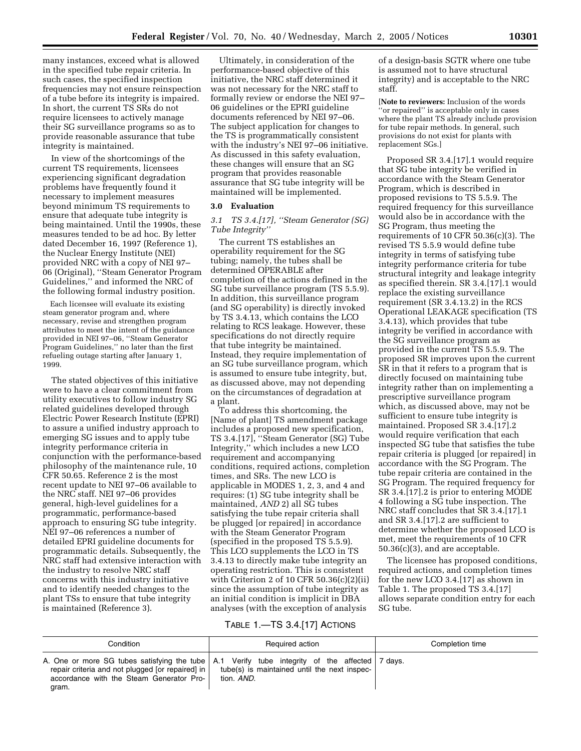many instances, exceed what is allowed in the specified tube repair criteria. In such cases, the specified inspection frequencies may not ensure reinspection of a tube before its integrity is impaired. In short, the current TS SRs do not require licensees to actively manage their SG surveillance programs so as to provide reasonable assurance that tube integrity is maintained.

In view of the shortcomings of the current TS requirements, licensees experiencing significant degradation problems have frequently found it necessary to implement measures beyond minimum TS requirements to ensure that adequate tube integrity is being maintained. Until the 1990s, these measures tended to be ad hoc. By letter dated December 16, 1997 (Reference 1), the Nuclear Energy Institute (NEI) provided NRC with a copy of NEI 97–06 (Original), "Steam Generator Program Guidelines," and informed the NRC of the following formal industry position.

> Each licensee will evaluate its existing steam generator program and, where necessary, revise and strengthen program attributes to meet the intent of the guidance provided in NEI 97–06, "Steam Generator Program Guidelines," no later than the first refueling outage starting after January 1, 1999.

The stated objectives of this initiative were to have a clear commitment from utility executives to follow industry SG related guidelines developed through Electric Power Research Institute (EPRI) to assure a unified industry approach to emerging SG issues and to apply tube integrity performance criteria in conjunction with the performance-based philosophy of the maintenance rule, 10 CFR 50.65. Reference 2 is the most recent update to NEI 97–06 available to the NRC staff. NEI 97–06 provides general, high-level guidelines for a programmatic, performance-based approach to ensuring SG tube integrity. NEI 97–06 references a number of detailed EPRI guideline documents for programmatic details. Subsequently, the NRC staff had extensive interaction with the industry to resolve NRC staff concerns with this industry initiative and to identify needed changes to the plant TSs to ensure that tube integrity is maintained (Reference 3).

Ultimately, in consideration of the performance-based objective of this initiative, the NRC staff determined it was not necessary for the NRC staff to formally review or endorse the NEI 97–06 guidelines or the EPRI guideline documents referenced by NEI 97–06. The subject application for changes to the TS is programmatically consistent with the industry's NEI 97–06 initiative. As discussed in this safety evaluation, these changes will ensure that an SG program that provides reasonable assurance that SG tube integrity will be maintained will be implemented.

## 3.0 Evaluation

### *3.1 TS 3.4.[17], "Steam Generator (SG) Tube Integrity"*

The current TS establishes an operability requirement for the SG tubing; namely, the tubes shall be determined OPERABLE after completion of the actions defined in the SG tube surveillance program (TS 5.5.9). In addition, this surveillance program (and SG operability) is directly invoked by TS 3.4.13, which contains the LCO relating to RCS leakage. However, these specifications do not directly require that tube integrity be maintained. Instead, they require implementation of an SG tube surveillance program, which is assumed to ensure tube integrity, but, as discussed above, may not depending on the circumstances of degradation at a plant.

To address this shortcoming, the [Name of plant] TS amendment package includes a proposed new specification, TS 3.4.[17], "Steam Generator (SG) Tube Integrity," which includes a new LCO requirement and accompanying conditions, required actions, completion times, and SRs. The new LCO is applicable in MODES 1, 2, 3, and 4 and requires: (1) SG tube integrity shall be maintained, *AND* 2) all SG tubes satisfying the tube repair criteria shall be plugged [or repaired] in accordance with the Steam Generator Program (specified in the proposed TS 5.5.9). This LCO supplements the LCO in TS 3.4.13 to directly make tube integrity an operating restriction. This is consistent with Criterion 2 of 10 CFR 50.36(c)(2)(ii) since the assumption of tube integrity as an initial condition is implicit in DBA analyses (with the exception of analysis of a design-basis SGTR where one tube is assumed not to have structural integrity) and is acceptable to the NRC staff.

[**Note to reviewers:** Inclusion of the words "or repaired" is acceptable only in cases where the plant TS already include provision for tube repair methods. In general, such provisions do not exist for plants with replacement SGs.]

Proposed SR 3.4.[17].1 would require that SG tube integrity be verified in accordance with the Steam Generator Program, which is described in proposed revisions to TS 5.5.9. The required frequency for this surveillance would also be in accordance with the SG Program, thus meeting the requirements of 10 CFR 50.36(c)(3). The revised TS 5.5.9 would define tube integrity in terms of satisfying tube integrity performance criteria for tube structural integrity and leakage integrity as specified therein. SR 3.4.[17].1 would replace the existing surveillance requirement (SR 3.4.13.2) in the RCS Operational LEAKAGE specification (TS 3.4.13), which provides that tube integrity be verified in accordance with the SG surveillance program as provided in the current TS 5.5.9. The proposed SR improves upon the current SR in that it refers to a program that is directly focused on maintaining tube integrity rather than on implementing a prescriptive surveillance program which, as discussed above, may not be sufficient to ensure tube integrity is maintained. Proposed SR 3.4.[17].2 would require verification that each inspected SG tube that satisfies the tube repair criteria is plugged [or repaired] in accordance with the SG Program. The tube repair criteria are contained in the SG Program. The required frequency for SR 3.4.[17].2 is prior to entering MODE 4 following a SG tube inspection. The NRC staff concludes that SR 3.4.[17].1 and SR 3.4.[17].2 are sufficient to determine whether the proposed LCO is met, meet the requirements of 10 CFR 50.36(c)(3), and are acceptable.

The licensee has proposed conditions, required actions, and completion times for the new LCO 3.4.[17] as shown in Table 1. The proposed TS 3.4.[17] allows separate condition entry for each SG tube.

TABLE 1.—TS 3.4.[17] ACTIONS

| Condition | Required action | Completion time |
|---|---|---|
| A. One or more SG tubes satisfying the tube repair criteria and not plugged [or repaired] in accordance with the Steam Generator Program. | A.1 Verify tube integrity of the affected tube(s) is maintained until the next inspection. *AND*. | 7 days. |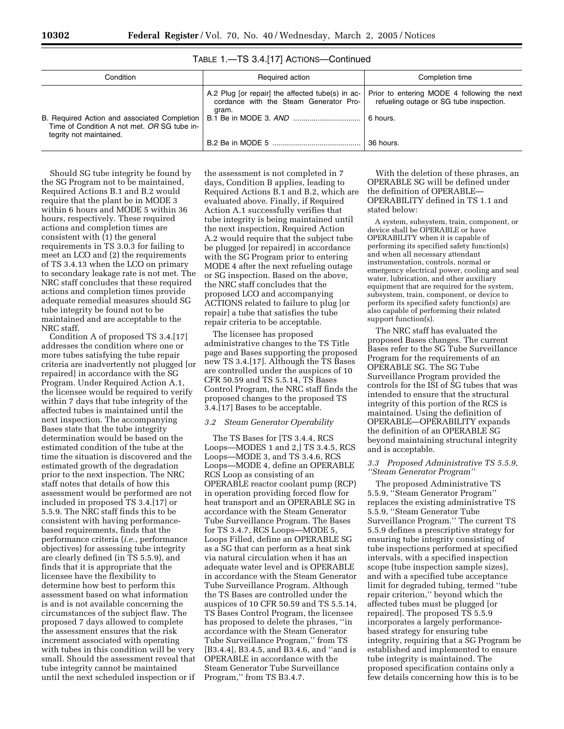TABLE 1.—TS 3.4.[17] ACTIONS—Continued

| Condition | Required action | Completion time |
|---|---|---|
| | A.2 Plug [or repair] the affected tube(s) in accordance with the Steam Generator Program. | Prior to entering MODE 4 following the next refueling outage or SG tube inspection. |
| B. Required Action and associated Completion Time of Condition A not met. *OR* SG tube integrity not maintained. | B.1 Be in MODE 3. *AND* ................................ | 6 hours. |
| | B.2 Be in MODE 5 .......................................... | 36 hours. |

Should SG tube integrity be found by the SG Program not to be maintained, Required Actions B.1 and B.2 would require that the plant be in MODE 3 within 6 hours and MODE 5 within 36 hours, respectively. These required actions and completion times are consistent with (1) the general requirements in TS 3.0.3 for failing to meet an LCO and (2) the requirements of TS 3.4.13 when the LCO on primary to secondary leakage rate is not met. The NRC staff concludes that these required actions and completion times provide adequate remedial measures should SG tube integrity be found not to be maintained and are acceptable to the NRC staff.

Condition A of proposed TS 3.4.[17] addresses the condition where one or more tubes satisfying the tube repair criteria are inadvertently not plugged [or repaired] in accordance with the SG Program. Under Required Action A.1, the licensee would be required to verify within 7 days that tube integrity of the affected tubes is maintained until the next inspection. The accompanying Bases state that the tube integrity determination would be based on the estimated condition of the tube at the time the situation is discovered and the estimated growth of the degradation prior to the next inspection. The NRC staff notes that details of how this assessment would be performed are not included in proposed TS 3.4.[17] or 5.5.9. The NRC staff finds this to be consistent with having performance-based requirements, finds that the performance criteria (*i.e.*, performance objectives) for assessing tube integrity are clearly defined (in TS 5.5.9), and finds that it is appropriate that the licensee have the flexibility to determine how best to perform this assessment based on what information is and is not available concerning the circumstances of the subject flaw. The proposed 7 days allowed to complete the assessment ensures that the risk increment associated with operating with tubes in this condition will be very small. Should the assessment reveal that tube integrity cannot be maintained until the next scheduled inspection or if the assessment is not completed in 7 days, Condition B applies, leading to Required Actions B.1 and B.2, which are evaluated above. Finally, if Required Action A.1 successfully verifies that tube integrity is being maintained until the next inspection, Required Action A.2 would require that the subject tube be plugged [or repaired] in accordance with the SG Program prior to entering MODE 4 after the next refueling outage or SG inspection. Based on the above, the NRC staff concludes that the proposed LCO and accompanying ACTIONS related to failure to plug [or repair] a tube that satisfies the tube repair criteria to be acceptable.

The licensee has proposed administrative changes to the TS Title page and Bases supporting the proposed new TS 3.4.[17]. Although the TS Bases are controlled under the auspices of 10 CFR 50.59 and TS 5.5.14, TS Bases Control Program, the NRC staff finds the proposed changes to the proposed TS 3.4.[17] Bases to be acceptable.

### *3.2 Steam Generator Operability*

The TS Bases for [TS 3.4.4, RCS Loops—MODES 1 and 2,] TS 3.4.5, RCS Loops—MODE 3, and TS 3.4.6, RCS Loops—MODE 4, define an OPERABLE RCS Loop as consisting of an OPERABLE reactor coolant pump (RCP) in operation providing forced flow for heat transport and an OPERABLE SG in accordance with the Steam Generator Tube Surveillance Program. The Bases for TS 3.4.7, RCS Loops—MODE 5, Loops Filled, define an OPERABLE SG as a SG that can perform as a heat sink via natural circulation when it has an adequate water level and is OPERABLE in accordance with the Steam Generator Tube Surveillance Program. Although the TS Bases are controlled under the auspices of 10 CFR 50.59 and TS 5.5.14, TS Bases Control Program, the licensee has proposed to delete the phrases, ''in accordance with the Steam Generator Tube Surveillance Program,'' from TS [B3.4.4], B3.4.5, and B3.4.6, and ''and is OPERABLE in accordance with the Steam Generator Tube Surveillance Program,'' from TS B3.4.7.

With the deletion of these phrases, an OPERABLE SG will be defined under the definition of OPERABLE—OPERABILITY defined in TS 1.1 and stated below:

> A system, subsystem, train, component, or device shall be OPERABLE or have OPERABILITY when it is capable of performing its specified safety function(s) and when all necessary attendant instrumentation, controls, normal or emergency electrical power, cooling and seal water, lubrication, and other auxiliary equipment that are required for the system, subsystem, train, component, or device to perform its specified safety function(s) are also capable of performing their related support function(s).

The NRC staff has evaluated the proposed Bases changes. The current Bases refer to the SG Tube Surveillance Program for the requirements of an OPERABLE SG. The SG Tube Surveillance Program provided the controls for the ISI of SG tubes that was intended to ensure that the structural integrity of this portion of the RCS is maintained. Using the definition of OPERABLE—OPERABILITY expands the definition of an OPERABLE SG beyond maintaining structural integrity and is acceptable.

### *3.3 Proposed Administrative TS 5.5.9, ''Steam Generator Program''*

The proposed Administrative TS 5.5.9, ''Steam Generator Program'' replaces the existing administrative TS 5.5.9, ''Steam Generator Tube Surveillance Program.'' The current TS 5.5.9 defines a prescriptive strategy for ensuring tube integrity consisting of tube inspections performed at specified intervals, with a specified inspection scope (tube inspection sample sizes), and with a specified tube acceptance limit for degraded tubing, termed ''tube repair criterion,'' beyond which the affected tubes must be plugged [or repaired]. The proposed TS 5.5.9 incorporates a largely performance-based strategy for ensuring tube integrity, requiring that a SG Program be established and implemented to ensure tube integrity is maintained. The proposed specification contains only a few details concerning how this is to be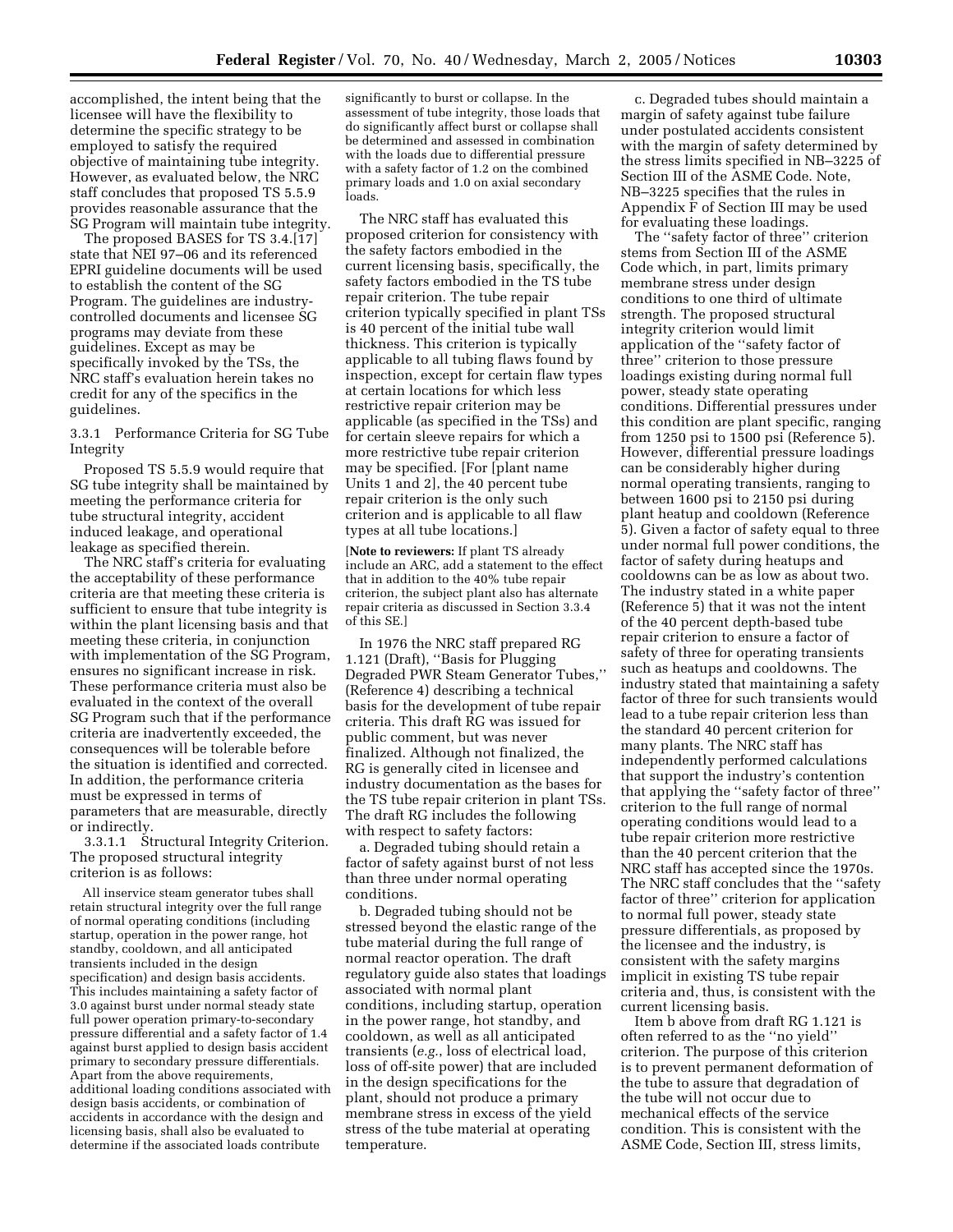accomplished, the intent being that the licensee will have the flexibility to determine the specific strategy to be employed to satisfy the required objective of maintaining tube integrity. However, as evaluated below, the NRC staff concludes that proposed TS 5.5.9 provides reasonable assurance that the SG Program will maintain tube integrity.

The proposed BASES for TS 3.4.[17] state that NEI 97–06 and its referenced EPRI guideline documents will be used to establish the content of the SG Program. The guidelines are industry-controlled documents and licensee SG programs may deviate from these guidelines. Except as may be specifically invoked by the TSs, the NRC staff's evaluation herein takes no credit for any of the specifics in the guidelines.

3.3.1 Performance Criteria for SG Tube Integrity

Proposed TS 5.5.9 would require that SG tube integrity shall be maintained by meeting the performance criteria for tube structural integrity, accident induced leakage, and operational leakage as specified therein.

The NRC staff's criteria for evaluating the acceptability of these performance criteria are that meeting these criteria is sufficient to ensure that tube integrity is within the plant licensing basis and that meeting these criteria, in conjunction with implementation of the SG Program, ensures no significant increase in risk. These performance criteria must also be evaluated in the context of the overall SG Program such that if the performance criteria are inadvertently exceeded, the consequences will be tolerable before the situation is identified and corrected. In addition, the performance criteria must be expressed in terms of parameters that are measurable, directly or indirectly.

3.3.1.1 Structural Integrity Criterion. The proposed structural integrity criterion is as follows:

> All inservice steam generator tubes shall retain structural integrity over the full range of normal operating conditions (including startup, operation in the power range, hot standby, cooldown, and all anticipated transients included in the design specification) and design basis accidents. This includes maintaining a safety factor of 3.0 against burst under normal steady state full power operation primary-to-secondary pressure differential and a safety factor of 1.4 against burst applied to design basis accident primary to secondary pressure differentials. Apart from the above requirements, additional loading conditions associated with design basis accidents, or combination of accidents in accordance with the design and licensing basis, shall also be evaluated to determine if the associated loads contribute significantly to burst or collapse. In the assessment of tube integrity, those loads that do significantly affect burst or collapse shall be determined and assessed in combination with the loads due to differential pressure with a safety factor of 1.2 on the combined primary loads and 1.0 on axial secondary loads.

The NRC staff has evaluated this proposed criterion for consistency with the safety factors embodied in the current licensing basis, specifically, the safety factors embodied in the TS tube repair criterion. The tube repair criterion typically specified in plant TSs is 40 percent of the initial tube wall thickness. This criterion is typically applicable to all tubing flaws found by inspection, except for certain flaw types at certain locations for which less restrictive repair criterion may be applicable (as specified in the TSs) and for certain sleeve repairs for which a more restrictive tube repair criterion may be specified. [For [plant name Units 1 and 2], the 40 percent tube repair criterion is the only such criterion and is applicable to all flaw types at all tube locations.]

[**Note to reviewers:** If plant TS already include an ARC, add a statement to the effect that in addition to the 40% tube repair criterion, the subject plant also has alternate repair criteria as discussed in Section 3.3.4 of this SE.]

In 1976 the NRC staff prepared RG 1.121 (Draft), "Basis for Plugging Degraded PWR Steam Generator Tubes," (Reference 4) describing a technical basis for the development of tube repair criteria. This draft RG was issued for public comment, but was never finalized. Although not finalized, the RG is generally cited in licensee and industry documentation as the bases for the TS tube repair criterion in plant TSs. The draft RG includes the following with respect to safety factors:

a. Degraded tubing should retain a factor of safety against burst of not less than three under normal operating conditions.

b. Degraded tubing should not be stressed beyond the elastic range of the tube material during the full range of normal reactor operation. The draft regulatory guide also states that loadings associated with normal plant conditions, including startup, operation in the power range, hot standby, and cooldown, as well as all anticipated transients (*e.g.*, loss of electrical load, loss of off-site power) that are included in the design specifications for the plant, should not produce a primary membrane stress in excess of the yield stress of the tube material at operating temperature.

c. Degraded tubes should maintain a margin of safety against tube failure under postulated accidents consistent with the margin of safety determined by the stress limits specified in NB–3225 of Section III of the ASME Code. Note, NB–3225 specifies that the rules in Appendix F of Section III may be used for evaluating these loadings.

The "safety factor of three" criterion stems from Section III of the ASME Code which, in part, limits primary membrane stress under design conditions to one third of ultimate strength. The proposed structural integrity criterion would limit application of the "safety factor of three" criterion to those pressure loadings existing during normal full power, steady state operating conditions. Differential pressures under this condition are plant specific, ranging from 1250 psi to 1500 psi (Reference 5). However, differential pressure loadings can be considerably higher during normal operating transients, ranging to between 1600 psi to 2150 psi during plant heatup and cooldown (Reference 5). Given a factor of safety equal to three under normal full power conditions, the factor of safety during heatups and cooldowns can be as low as about two. The industry stated in a white paper (Reference 5) that it was not the intent of the 40 percent depth-based tube repair criterion to ensure a factor of safety of three for operating transients such as heatups and cooldowns. The industry stated that maintaining a safety factor of three for such transients would lead to a tube repair criterion less than the standard 40 percent criterion for many plants. The NRC staff has independently performed calculations that support the industry's contention that applying the "safety factor of three" criterion to the full range of normal operating conditions would lead to a tube repair criterion more restrictive than the 40 percent criterion that the NRC staff has accepted since the 1970s. The NRC staff concludes that the "safety factor of three" criterion for application to normal full power, steady state pressure differentials, as proposed by the licensee and the industry, is consistent with the safety margins implicit in existing TS tube repair criteria and, thus, is consistent with the current licensing basis.

Item b above from draft RG 1.121 is often referred to as the "no yield" criterion. The purpose of this criterion is to prevent permanent deformation of the tube to assure that degradation of the tube will not occur due to mechanical effects of the service condition. This is consistent with the ASME Code, Section III, stress limits,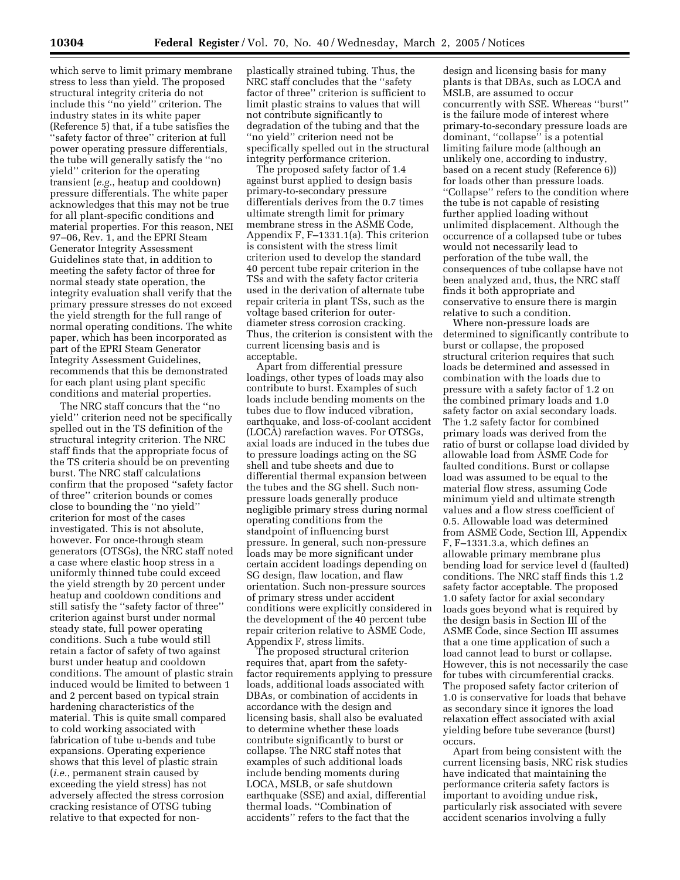which serve to limit primary membrane stress to less than yield. The proposed structural integrity criteria do not include this ''no yield'' criterion. The industry states in its white paper (Reference 5) that, if a tube satisfies the ''safety factor of three'' criterion at full power operating pressure differentials, the tube will generally satisfy the ''no yield'' criterion for the operating transient (*e.g.*, heatup and cooldown) pressure differentials. The white paper acknowledges that this may not be true for all plant-specific conditions and material properties. For this reason, NEI 97–06, Rev. 1, and the EPRI Steam Generator Integrity Assessment Guidelines state that, in addition to meeting the safety factor of three for normal steady state operation, the integrity evaluation shall verify that the primary pressure stresses do not exceed the yield strength for the full range of normal operating conditions. The white paper, which has been incorporated as part of the EPRI Steam Generator Integrity Assessment Guidelines, recommends that this be demonstrated for each plant using plant specific conditions and material properties.

The NRC staff concurs that the ''no yield'' criterion need not be specifically spelled out in the TS definition of the structural integrity criterion. The NRC staff finds that the appropriate focus of the TS criteria should be on preventing burst. The NRC staff calculations confirm that the proposed ''safety factor of three'' criterion bounds or comes close to bounding the ''no yield'' criterion for most of the cases investigated. This is not absolute, however. For once-through steam generators (OTSGs), the NRC staff noted a case where elastic hoop stress in a uniformly thinned tube could exceed the yield strength by 20 percent under heatup and cooldown conditions and still satisfy the ''safety factor of three'' criterion against burst under normal steady state, full power operating conditions. Such a tube would still retain a factor of safety of two against burst under heatup and cooldown conditions. The amount of plastic strain induced would be limited to between 1 and 2 percent based on typical strain hardening characteristics of the material. This is quite small compared to cold working associated with fabrication of tube u-bends and tube expansions. Operating experience shows that this level of plastic strain (*i.e.*, permanent strain caused by exceeding the yield stress) has not adversely affected the stress corrosion cracking resistance of OTSG tubing relative to that expected for non-plastically strained tubing. Thus, the NRC staff concludes that the ''safety factor of three'' criterion is sufficient to limit plastic strains to values that will not contribute significantly to degradation of the tubing and that the ''no yield'' criterion need not be specifically spelled out in the structural integrity performance criterion.

The proposed safety factor of 1.4 against burst applied to design basis primary-to-secondary pressure differentials derives from the 0.7 times ultimate strength limit for primary membrane stress in the ASME Code, Appendix F, F–1331.1(a). This criterion is consistent with the stress limit criterion used to develop the standard 40 percent tube repair criterion in the TSs and with the safety factor criteria used in the derivation of alternate tube repair criteria in plant TSs, such as the voltage based criterion for outer-diameter stress corrosion cracking. Thus, the criterion is consistent with the current licensing basis and is acceptable.

Apart from differential pressure loadings, other types of loads may also contribute to burst. Examples of such loads include bending moments on the tubes due to flow induced vibration, earthquake, and loss-of-coolant accident (LOCA) rarefaction waves. For OTSGs, axial loads are induced in the tubes due to pressure loadings acting on the SG shell and tube sheets and due to differential thermal expansion between the tubes and the SG shell. Such non-pressure loads generally produce negligible primary stress during normal operating conditions from the standpoint of influencing burst pressure. In general, such non-pressure loads may be more significant under certain accident loadings depending on SG design, flaw location, and flaw orientation. Such non-pressure sources of primary stress under accident conditions were explicitly considered in the development of the 40 percent tube repair criterion relative to ASME Code, Appendix F, stress limits.

The proposed structural criterion requires that, apart from the safety-factor requirements applying to pressure loads, additional loads associated with DBAs, or combination of accidents in accordance with the design and licensing basis, shall also be evaluated to determine whether these loads contribute significantly to burst or collapse. The NRC staff notes that examples of such additional loads include bending moments during LOCA, MSLB, or safe shutdown earthquake (SSE) and axial, differential thermal loads. ''Combination of accidents'' refers to the fact that the design and licensing basis for many plants is that DBAs, such as LOCA and MSLB, are assumed to occur concurrently with SSE. Whereas ''burst'' is the failure mode of interest where primary-to-secondary pressure loads are dominant, ''collapse'' is a potential limiting failure mode (although an unlikely one, according to industry, based on a recent study (Reference 6)) for loads other than pressure loads. ''Collapse'' refers to the condition where the tube is not capable of resisting further applied loading without unlimited displacement. Although the occurrence of a collapsed tube or tubes would not necessarily lead to perforation of the tube wall, the consequences of tube collapse have not been analyzed and, thus, the NRC staff finds it both appropriate and conservative to ensure there is margin relative to such a condition.

Where non-pressure loads are determined to significantly contribute to burst or collapse, the proposed structural criterion requires that such loads be determined and assessed in combination with the loads due to pressure with a safety factor of 1.2 on the combined primary loads and 1.0 safety factor on axial secondary loads. The 1.2 safety factor for combined primary loads was derived from the ratio of burst or collapse load divided by allowable load from ASME Code for faulted conditions. Burst or collapse load was assumed to be equal to the material flow stress, assuming Code minimum yield and ultimate strength values and a flow stress coefficient of 0.5. Allowable load was determined from ASME Code, Section III, Appendix F, F–1331.3.a, which defines an allowable primary membrane plus bending load for service level d (faulted) conditions. The NRC staff finds this 1.2 safety factor acceptable. The proposed 1.0 safety factor for axial secondary loads goes beyond what is required by the design basis in Section III of the ASME Code, since Section III assumes that a one time application of such a load cannot lead to burst or collapse. However, this is not necessarily the case for tubes with circumferential cracks. The proposed safety factor criterion of 1.0 is conservative for loads that behave as secondary since it ignores the load relaxation effect associated with axial yielding before tube severance (burst) occurs.

Apart from being consistent with the current licensing basis, NRC risk studies have indicated that maintaining the performance criteria safety factors is important to avoiding undue risk, particularly risk associated with severe accident scenarios involving a fully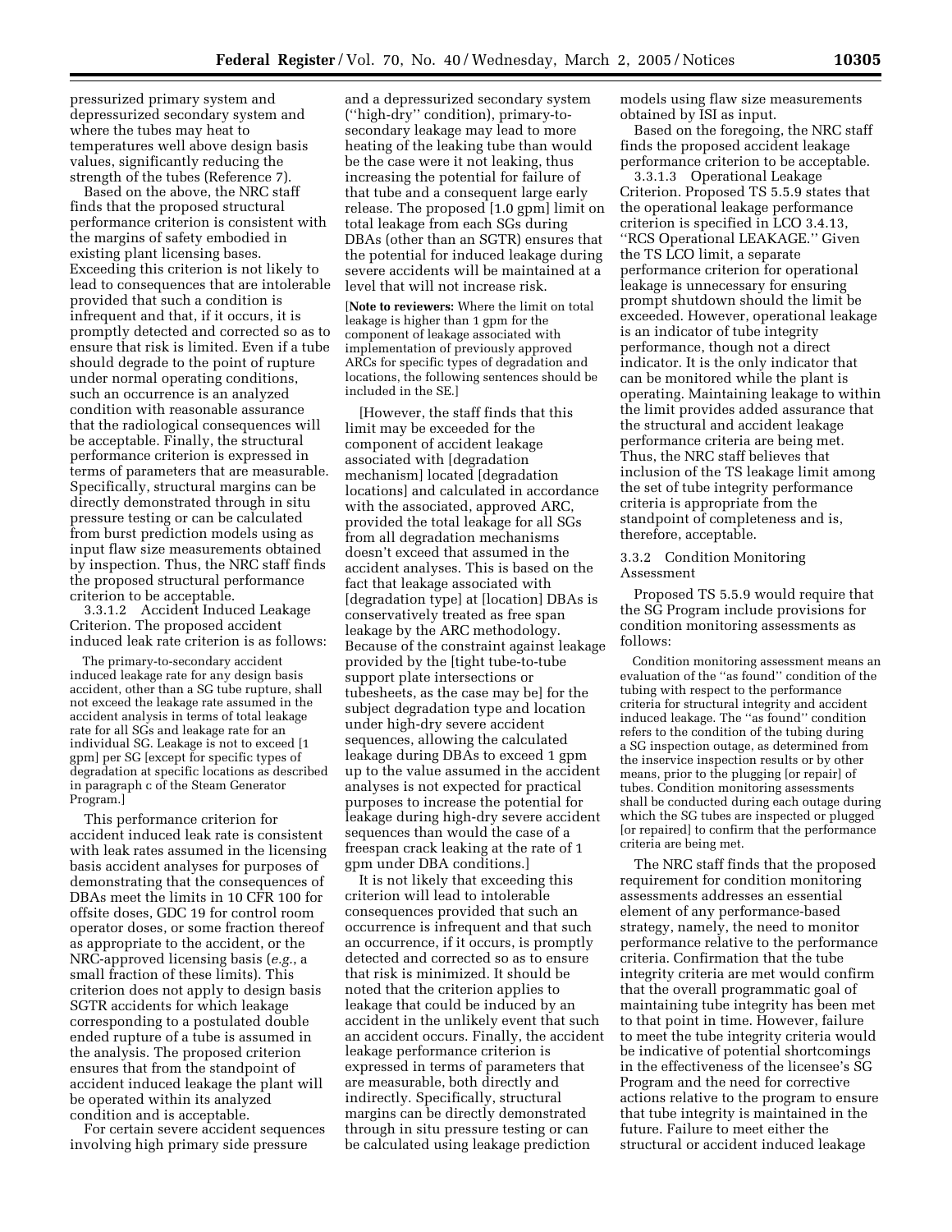pressurized primary system and depressurized secondary system and where the tubes may heat to temperatures well above design basis values, significantly reducing the strength of the tubes (Reference 7).

Based on the above, the NRC staff finds that the proposed structural performance criterion is consistent with the margins of safety embodied in existing plant licensing bases. Exceeding this criterion is not likely to lead to consequences that are intolerable provided that such a condition is infrequent and that, if it occurs, it is promptly detected and corrected so as to ensure that risk is limited. Even if a tube should degrade to the point of rupture under normal operating conditions, such an occurrence is an analyzed condition with reasonable assurance that the radiological consequences will be acceptable. Finally, the structural performance criterion is expressed in terms of parameters that are measurable. Specifically, structural margins can be directly demonstrated through in situ pressure testing or can be calculated from burst prediction models using as input flaw size measurements obtained by inspection. Thus, the NRC staff finds the proposed structural performance criterion to be acceptable.

3.3.1.2 Accident Induced Leakage Criterion. The proposed accident induced leak rate criterion is as follows:

> The primary-to-secondary accident induced leakage rate for any design basis accident, other than a SG tube rupture, shall not exceed the leakage rate assumed in the accident analysis in terms of total leakage rate for all SGs and leakage rate for an individual SG. Leakage is not to exceed [1 gpm] per SG [except for specific types of degradation at specific locations as described in paragraph c of the Steam Generator Program.]

This performance criterion for accident induced leak rate is consistent with leak rates assumed in the licensing basis accident analyses for purposes of demonstrating that the consequences of DBAs meet the limits in 10 CFR 100 for offsite doses, GDC 19 for control room operator doses, or some fraction thereof as appropriate to the accident, or the NRC-approved licensing basis (*e.g.*, a small fraction of these limits). This criterion does not apply to design basis SGTR accidents for which leakage corresponding to a postulated double ended rupture of a tube is assumed in the analysis. The proposed criterion ensures that from the standpoint of accident induced leakage the plant will be operated within its analyzed condition and is acceptable.

For certain severe accident sequences involving high primary side pressure and a depressurized secondary system (''high-dry'' condition), primary-to-secondary leakage may lead to more heating of the leaking tube than would be the case were it not leaking, thus increasing the potential for failure of that tube and a consequent large early release. The proposed [1.0 gpm] limit on total leakage from each SGs during DBAs (other than an SGTR) ensures that the potential for induced leakage during severe accidents will be maintained at a level that will not increase risk.

[**Note to reviewers:** Where the limit on total leakage is higher than 1 gpm for the component of leakage associated with implementation of previously approved ARCs for specific types of degradation and locations, the following sentences should be included in the SE.]

[However, the staff finds that this limit may be exceeded for the component of accident leakage associated with [degradation mechanism] located [degradation locations] and calculated in accordance with the associated, approved ARC, provided the total leakage for all SGs from all degradation mechanisms doesn't exceed that assumed in the accident analyses. This is based on the fact that leakage associated with [degradation type] at [location] DBAs is conservatively treated as free span leakage by the ARC methodology. Because of the constraint against leakage provided by the [tight tube-to-tube support plate intersections or tubesheets, as the case may be] for the subject degradation type and location under high-dry severe accident sequences, allowing the calculated leakage during DBAs to exceed 1 gpm up to the value assumed in the accident analyses is not expected for practical purposes to increase the potential for leakage during high-dry severe accident sequences than would the case of a freespan crack leaking at the rate of 1 gpm under DBA conditions.]

It is not likely that exceeding this criterion will lead to intolerable consequences provided that such an occurrence is infrequent and that such an occurrence, if it occurs, is promptly detected and corrected so as to ensure that risk is minimized. It should be noted that the criterion applies to leakage that could be induced by an accident in the unlikely event that such an accident occurs. Finally, the accident leakage performance criterion is expressed in terms of parameters that are measurable, both directly and indirectly. Specifically, structural margins can be directly demonstrated through in situ pressure testing or can be calculated using leakage prediction models using flaw size measurements obtained by ISI as input.

Based on the foregoing, the NRC staff finds the proposed accident leakage performance criterion to be acceptable.

3.3.1.3 Operational Leakage Criterion. Proposed TS 5.5.9 states that the operational leakage performance criterion is specified in LCO 3.4.13, ''RCS Operational LEAKAGE.'' Given the TS LCO limit, a separate performance criterion for operational leakage is unnecessary for ensuring prompt shutdown should the limit be exceeded. However, operational leakage is an indicator of tube integrity performance, though not a direct indicator. It is the only indicator that can be monitored while the plant is operating. Maintaining leakage to within the limit provides added assurance that the structural and accident leakage performance criteria are being met. Thus, the NRC staff believes that inclusion of the TS leakage limit among the set of tube integrity performance criteria is appropriate from the standpoint of completeness and is, therefore, acceptable.

3.3.2 Condition Monitoring Assessment

Proposed TS 5.5.9 would require that the SG Program include provisions for condition monitoring assessments as follows:

> Condition monitoring assessment means an evaluation of the ''as found'' condition of the tubing with respect to the performance criteria for structural integrity and accident induced leakage. The ''as found'' condition refers to the condition of the tubing during a SG inspection outage, as determined from the inservice inspection results or by other means, prior to the plugging [or repair] of tubes. Condition monitoring assessments shall be conducted during each outage during which the SG tubes are inspected or plugged [or repaired] to confirm that the performance criteria are being met.

The NRC staff finds that the proposed requirement for condition monitoring assessments addresses an essential element of any performance-based strategy, namely, the need to monitor performance relative to the performance criteria. Confirmation that the tube integrity criteria are met would confirm that the overall programmatic goal of maintaining tube integrity has been met to that point in time. However, failure to meet the tube integrity criteria would be indicative of potential shortcomings in the effectiveness of the licensee's SG Program and the need for corrective actions relative to the program to ensure that tube integrity is maintained in the future. Failure to meet either the structural or accident induced leakage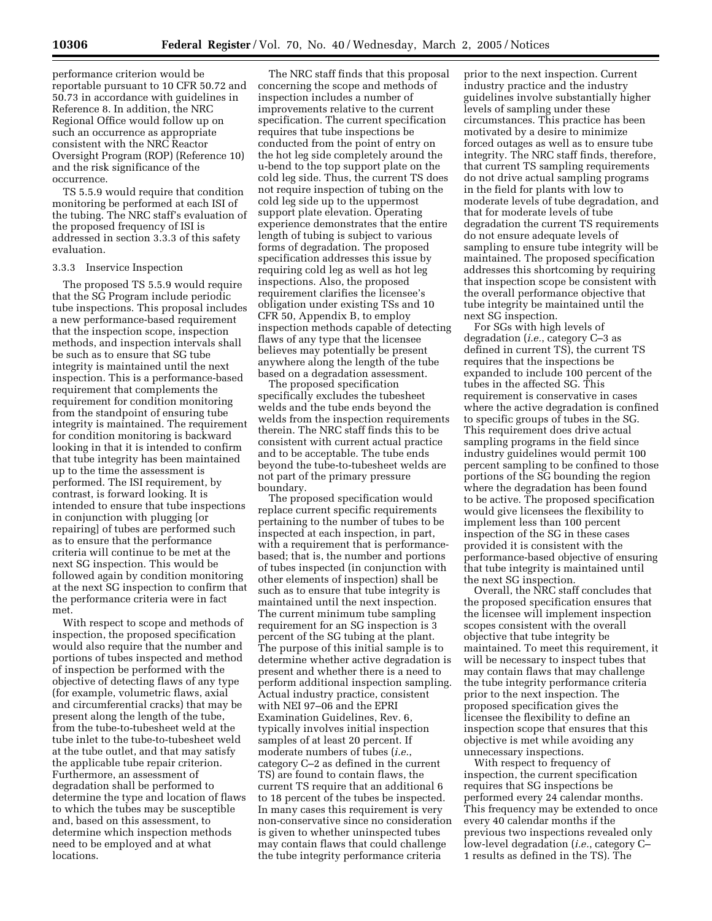performance criterion would be reportable pursuant to 10 CFR 50.72 and 50.73 in accordance with guidelines in Reference 8. In addition, the NRC Regional Office would follow up on such an occurrence as appropriate consistent with the NRC Reactor Oversight Program (ROP) (Reference 10) and the risk significance of the occurrence.

TS 5.5.9 would require that condition monitoring be performed at each ISI of the tubing. The NRC staff's evaluation of the proposed frequency of ISI is addressed in section 3.3.3 of this safety evaluation.

#### 3.3.3 Inservice Inspection

The proposed TS 5.5.9 would require that the SG Program include periodic tube inspections. This proposal includes a new performance-based requirement that the inspection scope, inspection methods, and inspection intervals shall be such as to ensure that SG tube integrity is maintained until the next inspection. This is a performance-based requirement that complements the requirement for condition monitoring from the standpoint of ensuring tube integrity is maintained. The requirement for condition monitoring is backward looking in that it is intended to confirm that tube integrity has been maintained up to the time the assessment is performed. The ISI requirement, by contrast, is forward looking. It is intended to ensure that tube inspections in conjunction with plugging [or repairing] of tubes are performed such as to ensure that the performance criteria will continue to be met at the next SG inspection. This would be followed again by condition monitoring at the next SG inspection to confirm that the performance criteria were in fact met.

With respect to scope and methods of inspection, the proposed specification would also require that the number and portions of tubes inspected and method of inspection be performed with the objective of detecting flaws of any type (for example, volumetric flaws, axial and circumferential cracks) that may be present along the length of the tube, from the tube-to-tubesheet weld at the tube inlet to the tube-to-tubesheet weld at the tube outlet, and that may satisfy the applicable tube repair criterion. Furthermore, an assessment of degradation shall be performed to determine the type and location of flaws to which the tubes may be susceptible and, based on this assessment, to determine which inspection methods need to be employed and at what locations.

The NRC staff finds that this proposal concerning the scope and methods of inspection includes a number of improvements relative to the current specification. The current specification requires that tube inspections be conducted from the point of entry on the hot leg side completely around the u-bend to the top support plate on the cold leg side. Thus, the current TS does not require inspection of tubing on the cold leg side up to the uppermost support plate elevation. Operating experience demonstrates that the entire length of tubing is subject to various forms of degradation. The proposed specification addresses this issue by requiring cold leg as well as hot leg inspections. Also, the proposed requirement clarifies the licensee's obligation under existing TSs and 10 CFR 50, Appendix B, to employ inspection methods capable of detecting flaws of any type that the licensee believes may potentially be present anywhere along the length of the tube based on a degradation assessment.

The proposed specification specifically excludes the tubesheet welds and the tube ends beyond the welds from the inspection requirements therein. The NRC staff finds this to be consistent with current actual practice and to be acceptable. The tube ends beyond the tube-to-tubesheet welds are not part of the primary pressure boundary.

The proposed specification would replace current specific requirements pertaining to the number of tubes to be inspected at each inspection, in part, with a requirement that is performance-based; that is, the number and portions of tubes inspected (in conjunction with other elements of inspection) shall be such as to ensure that tube integrity is maintained until the next inspection. The current minimum tube sampling requirement for an SG inspection is 3 percent of the SG tubing at the plant. The purpose of this initial sample is to determine whether active degradation is present and whether there is a need to perform additional inspection sampling. Actual industry practice, consistent with NEI 97–06 and the EPRI Examination Guidelines, Rev. 6, typically involves initial inspection samples of at least 20 percent. If moderate numbers of tubes (*i.e.*, category C–2 as defined in the current TS) are found to contain flaws, the current TS require that an additional 6 to 18 percent of the tubes be inspected. In many cases this requirement is very non-conservative since no consideration is given to whether uninspected tubes may contain flaws that could challenge the tube integrity performance criteria prior to the next inspection. Current industry practice and the industry guidelines involve substantially higher levels of sampling under these circumstances. This practice has been motivated by a desire to minimize forced outages as well as to ensure tube integrity. The NRC staff finds, therefore, that current TS sampling requirements do not drive actual sampling programs in the field for plants with low to moderate levels of tube degradation, and that for moderate levels of tube degradation the current TS requirements do not ensure adequate levels of sampling to ensure tube integrity will be maintained. The proposed specification addresses this shortcoming by requiring that inspection scope be consistent with the overall performance objective that tube integrity be maintained until the next SG inspection.

For SGs with high levels of degradation (*i.e.*, category C–3 as defined in current TS), the current TS requires that the inspections be expanded to include 100 percent of the tubes in the affected SG. This requirement is conservative in cases where the active degradation is confined to specific groups of tubes in the SG. This requirement does drive actual sampling programs in the field since industry guidelines would permit 100 percent sampling to be confined to those portions of the SG bounding the region where the degradation has been found to be active. The proposed specification would give licensees the flexibility to implement less than 100 percent inspection of the SG in these cases provided it is consistent with the performance-based objective of ensuring that tube integrity is maintained until the next SG inspection.

Overall, the NRC staff concludes that the proposed specification ensures that the licensee will implement inspection scopes consistent with the overall objective that tube integrity be maintained. To meet this requirement, it will be necessary to inspect tubes that may contain flaws that may challenge the tube integrity performance criteria prior to the next inspection. The proposed specification gives the licensee the flexibility to define an inspection scope that ensures that this objective is met while avoiding any unnecessary inspections.

With respect to frequency of inspection, the current specification requires that SG inspections be performed every 24 calendar months. This frequency may be extended to once every 40 calendar months if the previous two inspections revealed only low-level degradation (*i.e.*, category C–1 results as defined in the TS). The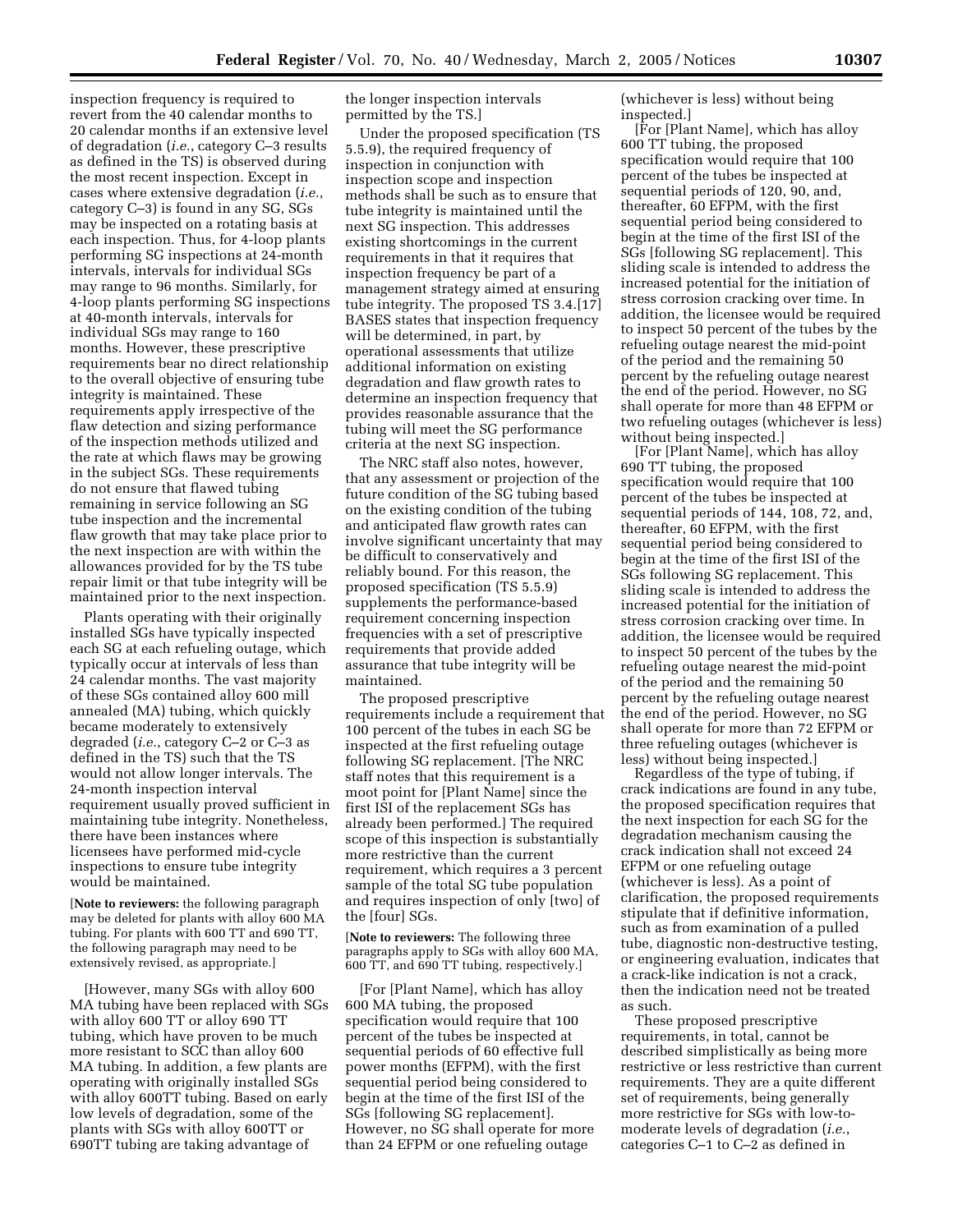inspection frequency is required to revert from the 40 calendar months to 20 calendar months if an extensive level of degradation (*i.e.*, category C–3 results as defined in the TS) is observed during the most recent inspection. Except in cases where extensive degradation (*i.e.*, category C–3) is found in any SG, SGs may be inspected on a rotating basis at each inspection. Thus, for 4-loop plants performing SG inspections at 24-month intervals, intervals for individual SGs may range to 96 months. Similarly, for 4-loop plants performing SG inspections at 40-month intervals, intervals for individual SGs may range to 160 months. However, these prescriptive requirements bear no direct relationship to the overall objective of ensuring tube integrity is maintained. These requirements apply irrespective of the flaw detection and sizing performance of the inspection methods utilized and the rate at which flaws may be growing in the subject SGs. These requirements do not ensure that flawed tubing remaining in service following an SG tube inspection and the incremental flaw growth that may take place prior to the next inspection are with within the allowances provided for by the TS tube repair limit or that tube integrity will be maintained prior to the next inspection.

Plants operating with their originally installed SGs have typically inspected each SG at each refueling outage, which typically occur at intervals of less than 24 calendar months. The vast majority of these SGs contained alloy 600 mill annealed (MA) tubing, which quickly became moderately to extensively degraded (*i.e.*, category C–2 or C–3 as defined in the TS) such that the TS would not allow longer intervals. The 24-month inspection interval requirement usually proved sufficient in maintaining tube integrity. Nonetheless, there have been instances where licensees have performed mid-cycle inspections to ensure tube integrity would be maintained.

[**Note to reviewers:** the following paragraph may be deleted for plants with alloy 600 MA tubing. For plants with 600 TT and 690 TT, the following paragraph may need to be extensively revised, as appropriate.]

[However, many SGs with alloy 600 MA tubing have been replaced with SGs with alloy 600 TT or alloy 690 TT tubing, which have proven to be much more resistant to SCC than alloy 600 MA tubing. In addition, a few plants are operating with originally installed SGs with alloy 600TT tubing. Based on early low levels of degradation, some of the plants with SGs with alloy 600TT or 690TT tubing are taking advantage of the longer inspection intervals permitted by the TS.]

Under the proposed specification (TS 5.5.9), the required frequency of inspection in conjunction with inspection scope and inspection methods shall be such as to ensure that tube integrity is maintained until the next SG inspection. This addresses existing shortcomings in the current requirements in that it requires that inspection frequency be part of a management strategy aimed at ensuring tube integrity. The proposed TS 3.4.[17] BASES states that inspection frequency will be determined, in part, by operational assessments that utilize additional information on existing degradation and flaw growth rates to determine an inspection frequency that provides reasonable assurance that the tubing will meet the SG performance criteria at the next SG inspection.

The NRC staff also notes, however, that any assessment or projection of the future condition of the SG tubing based on the existing condition of the tubing and anticipated flaw growth rates can involve significant uncertainty that may be difficult to conservatively and reliably bound. For this reason, the proposed specification (TS 5.5.9) supplements the performance-based requirement concerning inspection frequencies with a set of prescriptive requirements that provide added assurance that tube integrity will be maintained.

The proposed prescriptive requirements include a requirement that 100 percent of the tubes in each SG be inspected at the first refueling outage following SG replacement. [The NRC staff notes that this requirement is a moot point for [Plant Name] since the first ISI of the replacement SGs has already been performed.] The required scope of this inspection is substantially more restrictive than the current requirement, which requires a 3 percent sample of the total SG tube population and requires inspection of only [two] of the [four] SGs.

[**Note to reviewers:** The following three paragraphs apply to SGs with alloy 600 MA, 600 TT, and 690 TT tubing, respectively.]

[For [Plant Name], which has alloy 600 MA tubing, the proposed specification would require that 100 percent of the tubes be inspected at sequential periods of 60 effective full power months (EFPM), with the first sequential period being considered to begin at the time of the first ISI of the SGs [following SG replacement]. However, no SG shall operate for more than 24 EFPM or one refueling outage (whichever is less) without being inspected.]

[For [Plant Name], which has alloy 600 TT tubing, the proposed specification would require that 100 percent of the tubes be inspected at sequential periods of 120, 90, and, thereafter, 60 EFPM, with the first sequential period being considered to begin at the time of the first ISI of the SGs [following SG replacement]. This sliding scale is intended to address the increased potential for the initiation of stress corrosion cracking over time. In addition, the licensee would be required to inspect 50 percent of the tubes by the refueling outage nearest the mid-point of the period and the remaining 50 percent by the refueling outage nearest the end of the period. However, no SG shall operate for more than 48 EFPM or two refueling outages (whichever is less) without being inspected.]

[For [Plant Name], which has alloy 690 TT tubing, the proposed specification would require that 100 percent of the tubes be inspected at sequential periods of 144, 108, 72, and, thereafter, 60 EFPM, with the first sequential period being considered to begin at the time of the first ISI of the SGs following SG replacement. This sliding scale is intended to address the increased potential for the initiation of stress corrosion cracking over time. In addition, the licensee would be required to inspect 50 percent of the tubes by the refueling outage nearest the mid-point of the period and the remaining 50 percent by the refueling outage nearest the end of the period. However, no SG shall operate for more than 72 EFPM or three refueling outages (whichever is less) without being inspected.]

Regardless of the type of tubing, if crack indications are found in any tube, the proposed specification requires that the next inspection for each SG for the degradation mechanism causing the crack indication shall not exceed 24 EFPM or one refueling outage (whichever is less). As a point of clarification, the proposed requirements stipulate that if definitive information, such as from examination of a pulled tube, diagnostic non-destructive testing, or engineering evaluation, indicates that a crack-like indication is not a crack, then the indication need not be treated as such.

These proposed prescriptive requirements, in total, cannot be described simplistically as being more restrictive or less restrictive than current requirements. They are a quite different set of requirements, being generally more restrictive for SGs with low-to-moderate levels of degradation (*i.e.*, categories C–1 to C–2 as defined in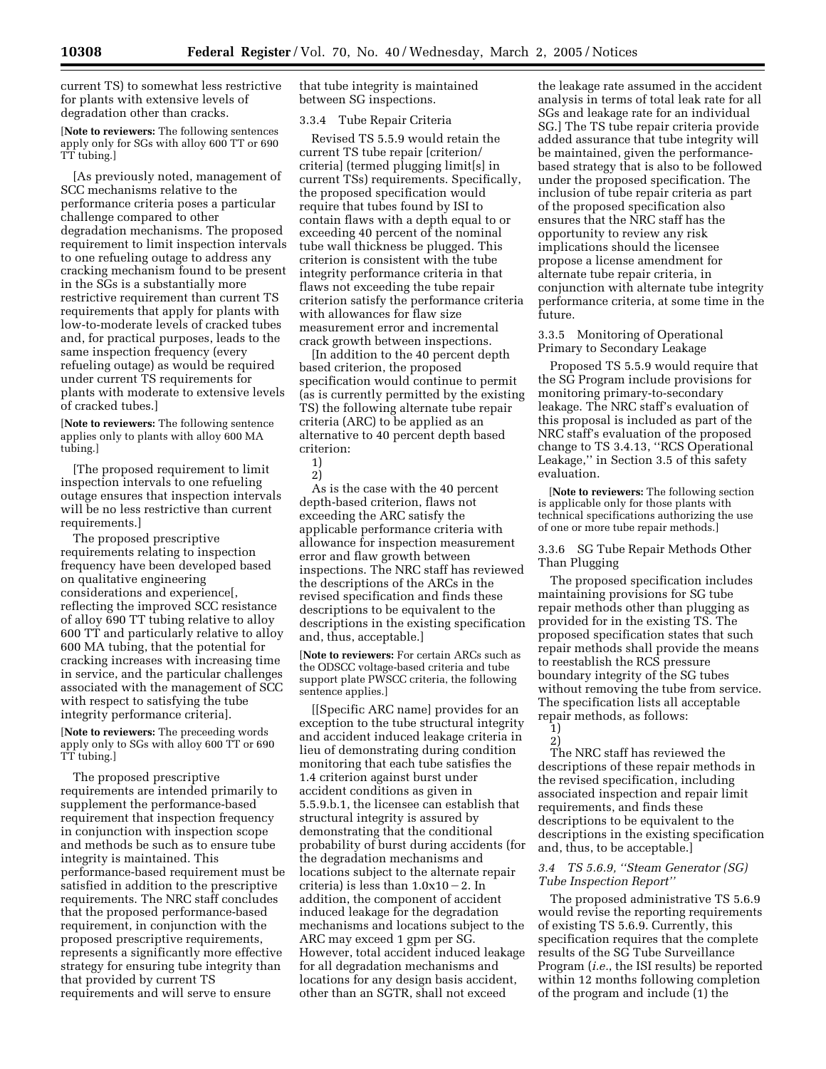current TS) to somewhat less restrictive for plants with extensive levels of degradation other than cracks.

[**Note to reviewers:** The following sentences apply only for SGs with alloy 600 TT or 690 TT tubing.]

[As previously noted, management of SCC mechanisms relative to the performance criteria poses a particular challenge compared to other degradation mechanisms. The proposed requirement to limit inspection intervals to one refueling outage to address any cracking mechanism found to be present in the SGs is a substantially more restrictive requirement than current TS requirements that apply for plants with low-to-moderate levels of cracked tubes and, for practical purposes, leads to the same inspection frequency (every refueling outage) as would be required under current TS requirements for plants with moderate to extensive levels of cracked tubes.]

[**Note to reviewers:** The following sentence applies only to plants with alloy 600 MA tubing.]

[The proposed requirement to limit inspection intervals to one refueling outage ensures that inspection intervals will be no less restrictive than current requirements.]

The proposed prescriptive requirements relating to inspection frequency have been developed based on qualitative engineering considerations and experience[, reflecting the improved SCC resistance of alloy 690 TT tubing relative to alloy 600 TT and particularly relative to alloy 600 MA tubing, that the potential for cracking increases with increasing time in service, and the particular challenges associated with the management of SCC with respect to satisfying the tube integrity performance criteria].

[**Note to reviewers:** The preceeding words apply only to SGs with alloy 600 TT or 690 TT tubing.]

The proposed prescriptive requirements are intended primarily to supplement the performance-based requirement that inspection frequency in conjunction with inspection scope and methods be such as to ensure tube integrity is maintained. This performance-based requirement must be satisfied in addition to the prescriptive requirements. The NRC staff concludes that the proposed performance-based requirement, in conjunction with the proposed prescriptive requirements, represents a significantly more effective strategy for ensuring tube integrity than that provided by current TS requirements and will serve to ensure that tube integrity is maintained between SG inspections.

3.3.4 Tube Repair Criteria

Revised TS 5.5.9 would retain the current TS tube repair [criterion/criteria] (termed plugging limit[s] in current TSs) requirements. Specifically, the proposed specification would require that tubes found by ISI to contain flaws with a depth equal to or exceeding 40 percent of the nominal tube wall thickness be plugged. This criterion is consistent with the tube integrity performance criteria in that flaws not exceeding the tube repair criterion satisfy the performance criteria with allowances for flaw size measurement error and incremental crack growth between inspections.

[In addition to the 40 percent depth based criterion, the proposed specification would continue to permit (as is currently permitted by the existing TS) the following alternate tube repair criteria (ARC) to be applied as an alternative to 40 percent depth based criterion:

1)
2)

As is the case with the 40 percent depth-based criterion, flaws not exceeding the ARC satisfy the applicable performance criteria with allowance for inspection measurement error and flaw growth between inspections. The NRC staff has reviewed the descriptions of the ARCs in the revised specification and finds these descriptions to be equivalent to the descriptions in the existing specification and, thus, acceptable.]

[**Note to reviewers:** For certain ARCs such as the ODSCC voltage-based criteria and tube support plate PWSCC criteria, the following sentence applies.]

[[Specific ARC name] provides for an exception to the tube structural integrity and accident induced leakage criteria in lieu of demonstrating during condition monitoring that each tube satisfies the 1.4 criterion against burst under accident conditions as given in 5.5.9.b.1, the licensee can establish that structural integrity is assured by demonstrating that the conditional probability of burst during accidents (for the degradation mechanisms and locations subject to the alternate repair criteria) is less than $1.0x10-2$. In addition, the component of accident induced leakage for the degradation mechanisms and locations subject to the ARC may exceed 1 gpm per SG. However, total accident induced leakage for all degradation mechanisms and locations for any design basis accident, other than an SGTR, shall not exceed the leakage rate assumed in the accident analysis in terms of total leak rate for all SGs and leakage rate for an individual SG.] The TS tube repair criteria provide added assurance that tube integrity will be maintained, given the performance-based strategy that is also to be followed under the proposed specification. The inclusion of tube repair criteria as part of the proposed specification also ensures that the NRC staff has the opportunity to review any risk implications should the licensee propose a license amendment for alternate tube repair criteria, in conjunction with alternate tube integrity performance criteria, at some time in the future.

3.3.5 Monitoring of Operational Primary to Secondary Leakage

Proposed TS 5.5.9 would require that the SG Program include provisions for monitoring primary-to-secondary leakage. The NRC staff's evaluation of this proposal is included as part of the NRC staff's evaluation of the proposed change to TS 3.4.13, "RCS Operational Leakage," in Section 3.5 of this safety evaluation.

[**Note to reviewers:** The following section is applicable only for those plants with technical specifications authorizing the use of one or more tube repair methods.]

3.3.6 SG Tube Repair Methods Other Than Plugging

The proposed specification includes maintaining provisions for SG tube repair methods other than plugging as provided for in the existing TS. The proposed specification states that such repair methods shall provide the means to reestablish the RCS pressure boundary integrity of the SG tubes without removing the tube from service. The specification lists all acceptable repair methods, as follows:

1)
2)

The NRC staff has reviewed the descriptions of these repair methods in the revised specification, including associated inspection and repair limit requirements, and finds these descriptions to be equivalent to the descriptions in the existing specification and, thus, to be acceptable.]

*3.4 TS 5.6.9, "Steam Generator (SG) Tube Inspection Report"*

The proposed administrative TS 5.6.9 would revise the reporting requirements of existing TS 5.6.9. Currently, this specification requires that the complete results of the SG Tube Surveillance Program (*i.e.*, the ISI results) be reported within 12 months following completion of the program and include (1) the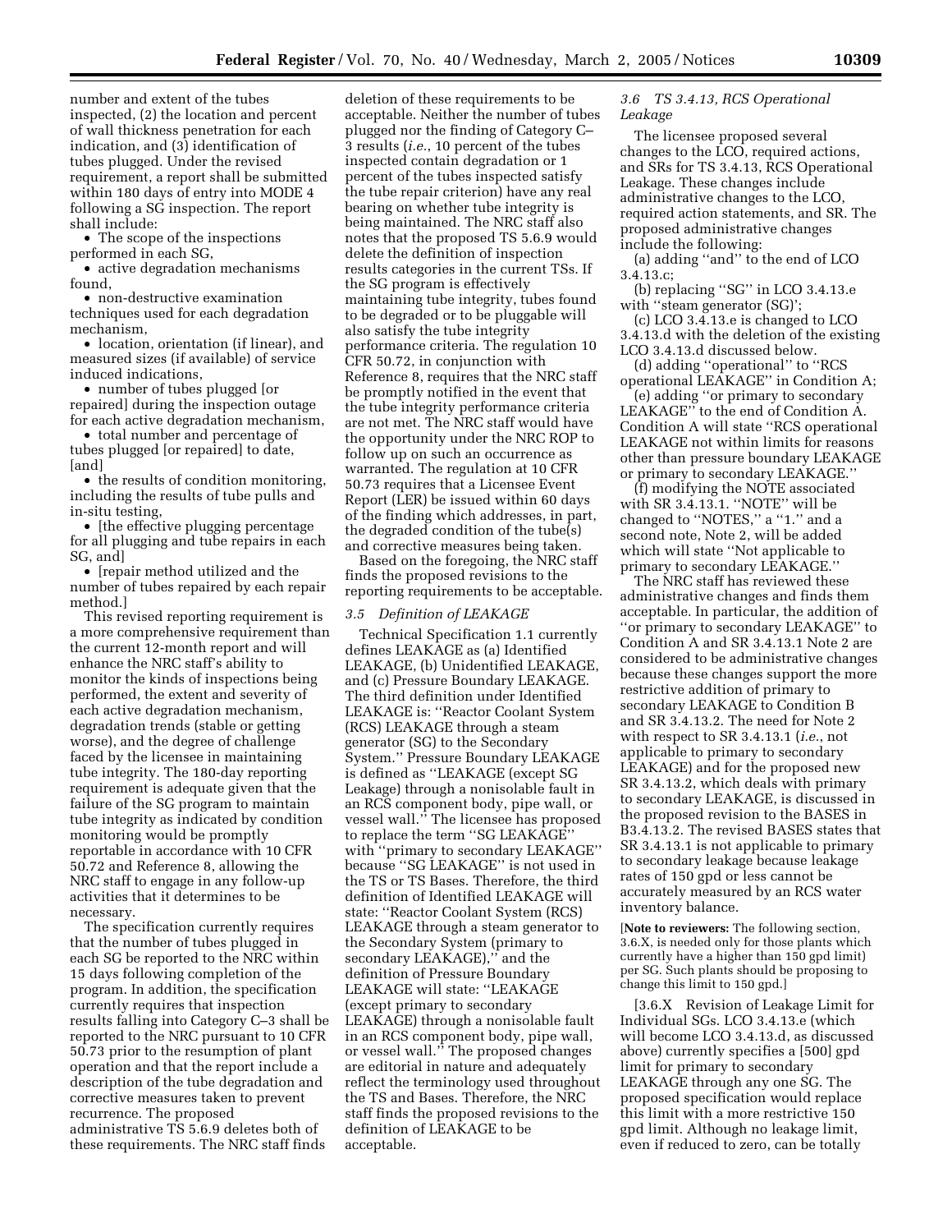number and extent of the tubes inspected, (2) the location and percent of wall thickness penetration for each indication, and (3) identification of tubes plugged. Under the revised requirement, a report shall be submitted within 180 days of entry into MODE 4 following a SG inspection. The report shall include:

- The scope of the inspections performed in each SG,
- active degradation mechanisms found,
- non-destructive examination techniques used for each degradation mechanism,
- location, orientation (if linear), and measured sizes (if available) of service induced indications,
- number of tubes plugged [or repaired] during the inspection outage for each active degradation mechanism,
- total number and percentage of tubes plugged [or repaired] to date, [and]
- the results of condition monitoring, including the results of tube pulls and in-situ testing,
- [the effective plugging percentage for all plugging and tube repairs in each SG, and]
- [repair method utilized and the number of tubes repaired by each repair method.]

This revised reporting requirement is a more comprehensive requirement than the current 12-month report and will enhance the NRC staff's ability to monitor the kinds of inspections being performed, the extent and severity of each active degradation mechanism, degradation trends (stable or getting worse), and the degree of challenge faced by the licensee in maintaining tube integrity. The 180-day reporting requirement is adequate given that the failure of the SG program to maintain tube integrity as indicated by condition monitoring would be promptly reportable in accordance with 10 CFR 50.72 and Reference 8, allowing the NRC staff to engage in any follow-up activities that it determines to be necessary.

The specification currently requires that the number of tubes plugged in each SG be reported to the NRC within 15 days following completion of the program. In addition, the specification currently requires that inspection results falling into Category C–3 shall be reported to the NRC pursuant to 10 CFR 50.73 prior to the resumption of plant operation and that the report include a description of the tube degradation and corrective measures taken to prevent recurrence. The proposed administrative TS 5.6.9 deletes both of these requirements. The NRC staff finds deletion of these requirements to be acceptable. Neither the number of tubes plugged nor the finding of Category C–3 results (*i.e.*, 10 percent of the tubes inspected contain degradation or 1 percent of the tubes inspected satisfy the tube repair criterion) have any real bearing on whether tube integrity is being maintained. The NRC staff also notes that the proposed TS 5.6.9 would delete the definition of inspection results categories in the current TSs. If the SG program is effectively maintaining tube integrity, tubes found to be degraded or to be pluggable will also satisfy the tube integrity performance criteria. The regulation 10 CFR 50.72, in conjunction with Reference 8, requires that the NRC staff be promptly notified in the event that the tube integrity performance criteria are not met. The NRC staff would have the opportunity under the NRC ROP to follow up on such an occurrence as warranted. The regulation at 10 CFR 50.73 requires that a Licensee Event Report (LER) be issued within 60 days of the finding which addresses, in part, the degraded condition of the tube(s) and corrective measures being taken.

Based on the foregoing, the NRC staff finds the proposed revisions to the reporting requirements to be acceptable.

### *3.5 Definition of LEAKAGE*

Technical Specification 1.1 currently defines LEAKAGE as (a) Identified LEAKAGE, (b) Unidentified LEAKAGE, and (c) Pressure Boundary LEAKAGE. The third definition under Identified LEAKAGE is: ''Reactor Coolant System (RCS) LEAKAGE through a steam generator (SG) to the Secondary System.'' Pressure Boundary LEAKAGE is defined as ''LEAKAGE (except SG Leakage) through a nonisolable fault in an RCS component body, pipe wall, or vessel wall.'' The licensee has proposed to replace the term ''SG LEAKAGE'' with ''primary to secondary LEAKAGE'' because ''SG LEAKAGE'' is not used in the TS or TS Bases. Therefore, the third definition of Identified LEAKAGE will state: ''Reactor Coolant System (RCS) LEAKAGE through a steam generator to the Secondary System (primary to secondary LEAKAGE),'' and the definition of Pressure Boundary LEAKAGE will state: ''LEAKAGE (except primary to secondary LEAKAGE) through a nonisolable fault in an RCS component body, pipe wall, or vessel wall.'' The proposed changes are editorial in nature and adequately reflect the terminology used throughout the TS and Bases. Therefore, the NRC staff finds the proposed revisions to the definition of LEAKAGE to be acceptable.

### *3.6 TS 3.4.13, RCS Operational Leakage*

The licensee proposed several changes to the LCO, required actions, and SRs for TS 3.4.13, RCS Operational Leakage. These changes include administrative changes to the LCO, required action statements, and SR. The proposed administrative changes include the following:

(a) adding ''and'' to the end of LCO 3.4.13.c;

(b) replacing ''SG'' in LCO 3.4.13.e with ''steam generator (SG)';

(c) LCO 3.4.13.e is changed to LCO 3.4.13.d with the deletion of the existing LCO 3.4.13.d discussed below.

(d) adding ''operational'' to ''RCS operational LEAKAGE'' in Condition A;

(e) adding ''or primary to secondary LEAKAGE'' to the end of Condition A. Condition A will state ''RCS operational LEAKAGE not within limits for reasons other than pressure boundary LEAKAGE or primary to secondary LEAKAGE.''

(f) modifying the NOTE associated with SR 3.4.13.1. ''NOTE'' will be changed to ''NOTES,'' a ''1.'' and a second note, Note 2, will be added which will state ''Not applicable to primary to secondary LEAKAGE.''

The NRC staff has reviewed these administrative changes and finds them acceptable. In particular, the addition of ''or primary to secondary LEAKAGE'' to Condition A and SR 3.4.13.1 Note 2 are considered to be administrative changes because these changes support the more restrictive addition of primary to secondary LEAKAGE to Condition B and SR 3.4.13.2. The need for Note 2 with respect to SR 3.4.13.1 (*i.e.*, not applicable to primary to secondary LEAKAGE) and for the proposed new SR 3.4.13.2, which deals with primary to secondary LEAKAGE, is discussed in the proposed revision to the BASES in B3.4.13.2. The revised BASES states that SR 3.4.13.1 is not applicable to primary to secondary leakage because leakage rates of 150 gpd or less cannot be accurately measured by an RCS water inventory balance.

[**Note to reviewers:** The following section, 3.6.X, is needed only for those plants which currently have a higher than 150 gpd limit) per SG. Such plants should be proposing to change this limit to 150 gpd.]

[3.6.X Revision of Leakage Limit for Individual SGs. LCO 3.4.13.e (which will become LCO 3.4.13.d, as discussed above) currently specifies a [500] gpd limit for primary to secondary LEAKAGE through any one SG. The proposed specification would replace this limit with a more restrictive 150 gpd limit. Although no leakage limit, even if reduced to zero, can be totally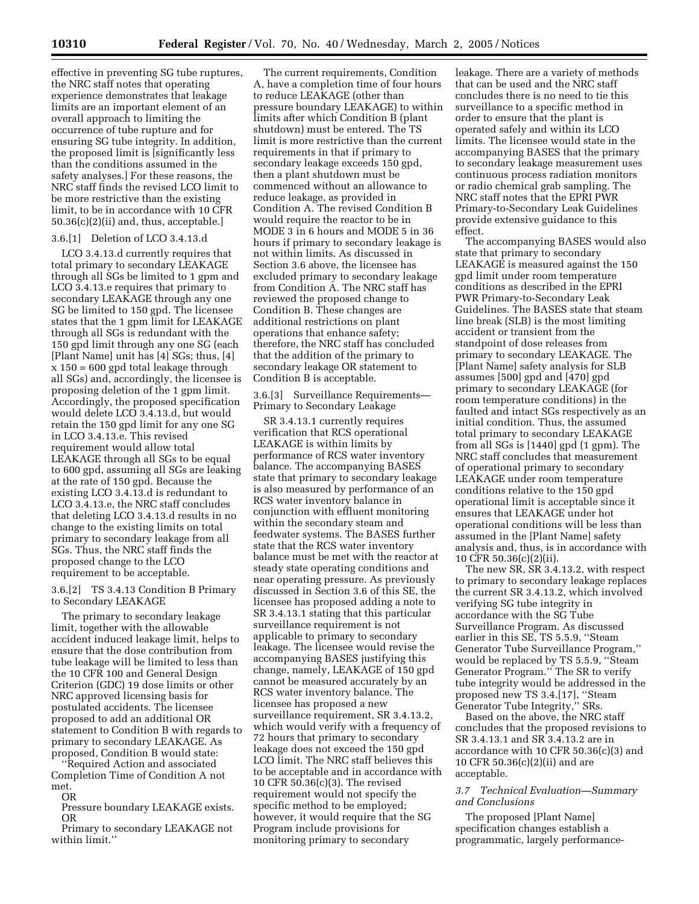effective in preventing SG tube ruptures, the NRC staff notes that operating experience demonstrates that leakage limits are an important element of an overall approach to limiting the occurrence of tube rupture and for ensuring SG tube integrity. In addition, the proposed limit is [significantly less than the conditions assumed in the safety analyses.] For these reasons, the NRC staff finds the revised LCO limit to be more restrictive than the existing limit, to be in accordance with 10 CFR 50.36(c)(2)(ii) and, thus, acceptable.]

3.6.[1] Deletion of LCO 3.4.13.d

LCO 3.4.13.d currently requires that total primary to secondary LEAKAGE through all SGs be limited to 1 gpm and LCO 3.4.13.e requires that primary to secondary LEAKAGE through any one SG be limited to 150 gpd. The licensee states that the 1 gpm limit for LEAKAGE through all SGs is redundant with the 150 gpd limit through any one SG (each [Plant Name] unit has [4] SGs; thus, [4] x 150 = 600 gpd total leakage through all SGs) and, accordingly, the licensee is proposing deletion of the 1 gpm limit. Accordingly, the proposed specification would delete LCO 3.4.13.d, but would retain the 150 gpd limit for any one SG in LCO 3.4.13.e. This revised requirement would allow total LEAKAGE through all SGs to be equal to 600 gpd, assuming all SGs are leaking at the rate of 150 gpd. Because the existing LCO 3.4.13.d is redundant to LCO 3.4.13.e, the NRC staff concludes that deleting LCO 3.4.13.d results in no change to the existing limits on total primary to secondary leakage from all SGs. Thus, the NRC staff finds the proposed change to the LCO requirement to be acceptable.

3.6.[2] TS 3.4.13 Condition B Primary to Secondary LEAKAGE

The primary to secondary leakage limit, together with the allowable accident induced leakage limit, helps to ensure that the dose contribution from tube leakage will be limited to less than the 10 CFR 100 and General Design Criterion (GDC) 19 dose limits or other NRC approved licensing basis for postulated accidents. The licensee proposed to add an additional OR statement to Condition B with regards to primary to secondary LEAKAGE. As proposed, Condition B would state:

''Required Action and associated Completion Time of Condition A not met.

OR

Pressure boundary LEAKAGE exists.

OR

Primary to secondary LEAKAGE not within limit.''

The current requirements, Condition A, have a completion time of four hours to reduce LEAKAGE (other than pressure boundary LEAKAGE) to within limits after which Condition B (plant shutdown) must be entered. The TS limit is more restrictive than the current requirements in that if primary to secondary leakage exceeds 150 gpd, then a plant shutdown must be commenced without an allowance to reduce leakage, as provided in Condition A. The revised Condition B would require the reactor to be in MODE 3 in 6 hours and MODE 5 in 36 hours if primary to secondary leakage is not within limits. As discussed in Section 3.6 above, the licensee has excluded primary to secondary leakage from Condition A. The NRC staff has reviewed the proposed change to Condition B. These changes are additional restrictions on plant operations that enhance safety; therefore, the NRC staff has concluded that the addition of the primary to secondary leakage OR statement to Condition B is acceptable.

3.6.[3] Surveillance Requirements—Primary to Secondary Leakage

SR 3.4.13.1 currently requires verification that RCS operational LEAKAGE is within limits by performance of RCS water inventory balance. The accompanying BASES state that primary to secondary leakage is also measured by performance of an RCS water inventory balance in conjunction with effluent monitoring within the secondary steam and feedwater systems. The BASES further state that the RCS water inventory balance must be met with the reactor at steady state operating conditions and near operating pressure. As previously discussed in Section 3.6 of this SE, the licensee has proposed adding a note to SR 3.4.13.1 stating that this particular surveillance requirement is not applicable to primary to secondary leakage. The licensee would revise the accompanying BASES justifying this change, namely, LEAKAGE of 150 gpd cannot be measured accurately by an RCS water inventory balance. The licensee has proposed a new surveillance requirement, SR 3.4.13.2, which would verify with a frequency of 72 hours that primary to secondary leakage does not exceed the 150 gpd LCO limit. The NRC staff believes this to be acceptable and in accordance with 10 CFR 50.36(c)(3). The revised requirement would not specify the specific method to be employed; however, it would require that the SG Program include provisions for monitoring primary to secondary leakage. There are a variety of methods that can be used and the NRC staff concludes there is no need to tie this surveillance to a specific method in order to ensure that the plant is operated safely and within its LCO limits. The licensee would state in the accompanying BASES that the primary to secondary leakage measurement uses continuous process radiation monitors or radio chemical grab sampling. The NRC staff notes that the EPRI PWR Primary-to-Secondary Leak Guidelines provide extensive guidance to this effect.

The accompanying BASES would also state that primary to secondary LEAKAGE is measured against the 150 gpd limit under room temperature conditions as described in the EPRI PWR Primary-to-Secondary Leak Guidelines. The BASES state that steam line break (SLB) is the most limiting accident or transient from the standpoint of dose releases from primary to secondary LEAKAGE. The [Plant Name] safety analysis for SLB assumes [500] gpd and [470] gpd primary to secondary LEAKAGE (for room temperature conditions) in the faulted and intact SGs respectively as an initial condition. Thus, the assumed total primary to secondary LEAKAGE from all SGs is [1440] gpd (1 gpm). The NRC staff concludes that measurement of operational primary to secondary LEAKAGE under room temperature conditions relative to the 150 gpd operational limit is acceptable since it ensures that LEAKAGE under hot operational conditions will be less than assumed in the [Plant Name] safety analysis and, thus, is in accordance with 10 CFR 50.36(c)(2)(ii).

The new SR, SR 3.4.13.2, with respect to primary to secondary leakage replaces the current SR 3.4.13.2, which involved verifying SG tube integrity in accordance with the SG Tube Surveillance Program. As discussed earlier in this SE, TS 5.5.9, ''Steam Generator Tube Surveillance Program,'' would be replaced by TS 5.5.9, ''Steam Generator Program.'' The SR to verify tube integrity would be addressed in the proposed new TS 3.4.[17], ''Steam Generator Tube Integrity,'' SRs.

Based on the above, the NRC staff concludes that the proposed revisions to SR 3.4.13.1 and SR 3.4.13.2 are in accordance with 10 CFR 50.36(c)(3) and 10 CFR 50.36(c)(2)(ii) and are acceptable.

*3.7 Technical Evaluation—Summary and Conclusions*

The proposed [Plant Name] specification changes establish a programmatic, largely performance-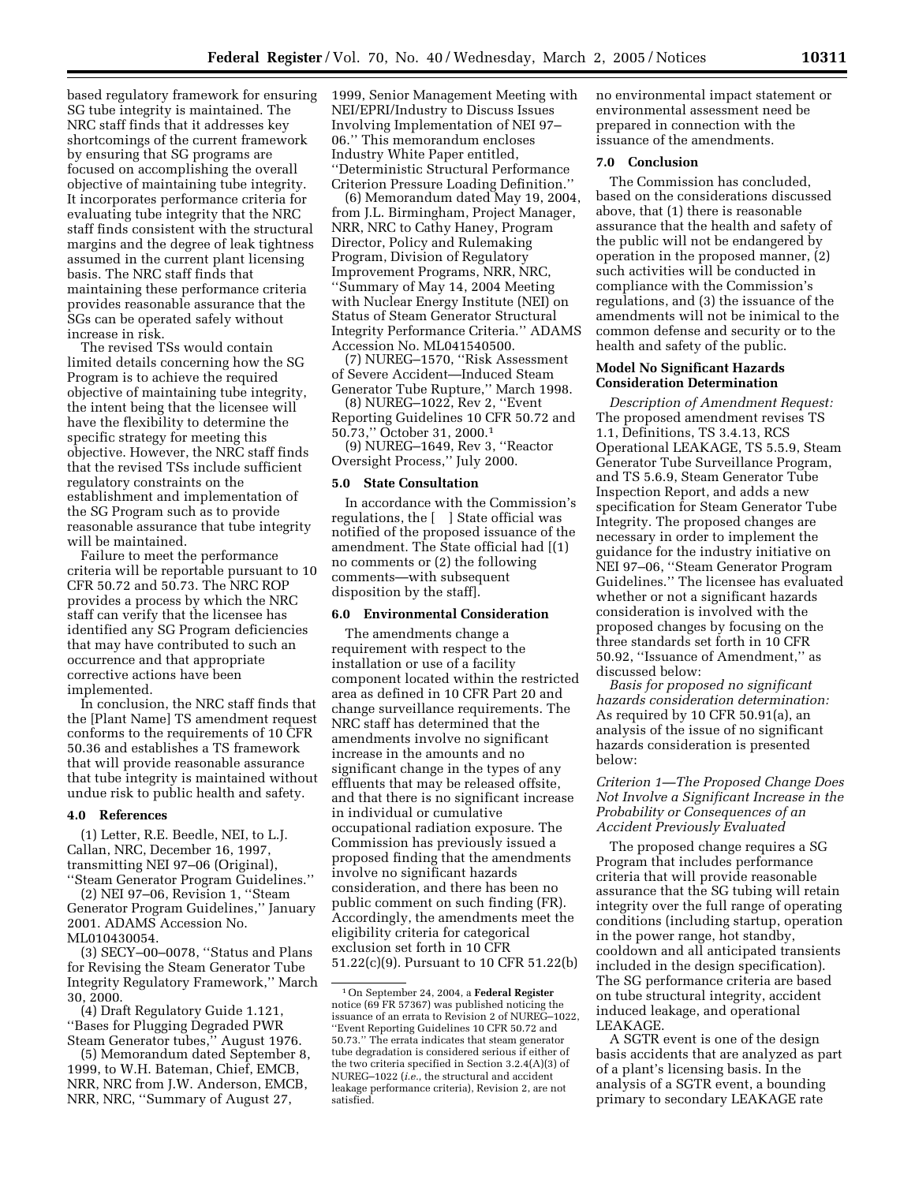based regulatory framework for ensuring SG tube integrity is maintained. The NRC staff finds that it addresses key shortcomings of the current framework by ensuring that SG programs are focused on accomplishing the overall objective of maintaining tube integrity. It incorporates performance criteria for evaluating tube integrity that the NRC staff finds consistent with the structural margins and the degree of leak tightness assumed in the current plant licensing basis. The NRC staff finds that maintaining these performance criteria provides reasonable assurance that the SGs can be operated safely without increase in risk.

The revised TSs would contain limited details concerning how the SG Program is to achieve the required objective of maintaining tube integrity, the intent being that the licensee will have the flexibility to determine the specific strategy for meeting this objective. However, the NRC staff finds that the revised TSs include sufficient regulatory constraints on the establishment and implementation of the SG Program such as to provide reasonable assurance that tube integrity will be maintained.

Failure to meet the performance criteria will be reportable pursuant to 10 CFR 50.72 and 50.73. The NRC ROP provides a process by which the NRC staff can verify that the licensee has identified any SG Program deficiencies that may have contributed to such an occurrence and that appropriate corrective actions have been implemented.

In conclusion, the NRC staff finds that the [Plant Name] TS amendment request conforms to the requirements of 10 CFR 50.36 and establishes a TS framework that will provide reasonable assurance that tube integrity is maintained without undue risk to public health and safety.

## 4.0 References

(1) Letter, R.E. Beedle, NEI, to L.J. Callan, NRC, December 16, 1997, transmitting NEI 97–06 (Original), ''Steam Generator Program Guidelines.''

(2) NEI 97–06, Revision 1, ''Steam Generator Program Guidelines,'' January 2001. ADAMS Accession No. ML010430054.

(3) SECY–00–0078, ''Status and Plans for Revising the Steam Generator Tube Integrity Regulatory Framework,'' March 30, 2000.

(4) Draft Regulatory Guide 1.121, ''Bases for Plugging Degraded PWR Steam Generator tubes,'' August 1976.

(5) Memorandum dated September 8, 1999, to W.H. Bateman, Chief, EMCB, NRR, NRC from J.W. Anderson, EMCB, NRR, NRC, ''Summary of August 27, 1999, Senior Management Meeting with NEI/EPRI/Industry to Discuss Issues Involving Implementation of NEI 97–06.'' This memorandum encloses Industry White Paper entitled, ''Deterministic Structural Performance Criterion Pressure Loading Definition.''

(6) Memorandum dated May 19, 2004, from J.L. Birmingham, Project Manager, NRR, NRC to Cathy Haney, Program Director, Policy and Rulemaking Program, Division of Regulatory Improvement Programs, NRR, NRC, ''Summary of May 14, 2004 Meeting with Nuclear Energy Institute (NEI) on Status of Steam Generator Structural Integrity Performance Criteria.'' ADAMS Accession No. ML041540500.

(7) NUREG–1570, ''Risk Assessment of Severe Accident—Induced Steam Generator Tube Rupture,'' March 1998.

(8) NUREG–1022, Rev 2, ''Event Reporting Guidelines 10 CFR 50.72 and 50.73,'' October 31, 2000.[1]

(9) NUREG–1649, Rev 3, ''Reactor Oversight Process,'' July 2000.

## 5.0 State Consultation

In accordance with the Commission's regulations, the [ ] State official was notified of the proposed issuance of the amendment. The State official had [(1) no comments or (2) the following comments—with subsequent disposition by the staff].

## 6.0 Environmental Consideration

The amendments change a requirement with respect to the installation or use of a facility component located within the restricted area as defined in 10 CFR Part 20 and change surveillance requirements. The NRC staff has determined that the amendments involve no significant increase in the amounts and no significant change in the types of any effluents that may be released offsite, and that there is no significant increase in individual or cumulative occupational radiation exposure. The Commission has previously issued a proposed finding that the amendments involve no significant hazards consideration, and there has been no public comment on such finding (FR). Accordingly, the amendments meet the eligibility criteria for categorical exclusion set forth in 10 CFR 51.22(c)(9). Pursuant to 10 CFR 51.22(b) no environmental impact statement or environmental assessment need be prepared in connection with the issuance of the amendments.

## 7.0 Conclusion

The Commission has concluded, based on the considerations discussed above, that (1) there is reasonable assurance that the health and safety of the public will not be endangered by operation in the proposed manner, (2) such activities will be conducted in compliance with the Commission's regulations, and (3) the issuance of the amendments will not be inimical to the common defense and security or to the health and safety of the public.

## Model No Significant Hazards Consideration Determination

*Description of Amendment Request:* The proposed amendment revises TS 1.1, Definitions, TS 3.4.13, RCS Operational LEAKAGE, TS 5.5.9, Steam Generator Tube Surveillance Program, and TS 5.6.9, Steam Generator Tube Inspection Report, and adds a new specification for Steam Generator Tube Integrity. The proposed changes are necessary in order to implement the guidance for the industry initiative on NEI 97–06, ''Steam Generator Program Guidelines.'' The licensee has evaluated whether or not a significant hazards consideration is involved with the proposed changes by focusing on the three standards set forth in 10 CFR 50.92, ''Issuance of Amendment,'' as discussed below:

*Basis for proposed no significant hazards consideration determination:* As required by 10 CFR 50.91(a), an analysis of the issue of no significant hazards consideration is presented below:

### *Criterion 1—The Proposed Change Does Not Involve a Significant Increase in the Probability or Consequences of an Accident Previously Evaluated*

The proposed change requires a SG Program that includes performance criteria that will provide reasonable assurance that the SG tubing will retain integrity over the full range of operating conditions (including startup, operation in the power range, hot standby, cooldown and all anticipated transients included in the design specification). The SG performance criteria are based on tube structural integrity, accident induced leakage, and operational LEAKAGE.

A SGTR event is one of the design basis accidents that are analyzed as part of a plant's licensing basis. In the analysis of a SGTR event, a bounding primary to secondary LEAKAGE rate

---

[1] On September 24, 2004, a **Federal Register** notice (69 FR 57367) was published noticing the issuance of an errata to Revision 2 of NUREG–1022, ''Event Reporting Guidelines 10 CFR 50.72 and 50.73.'' The errata indicates that steam generator tube degradation is considered serious if either of the two criteria specified in Section 3.2.4(A)(3) of NUREG–1022 (*i.e.*, the structural and accident leakage performance criteria), Revision 2, are not satisfied.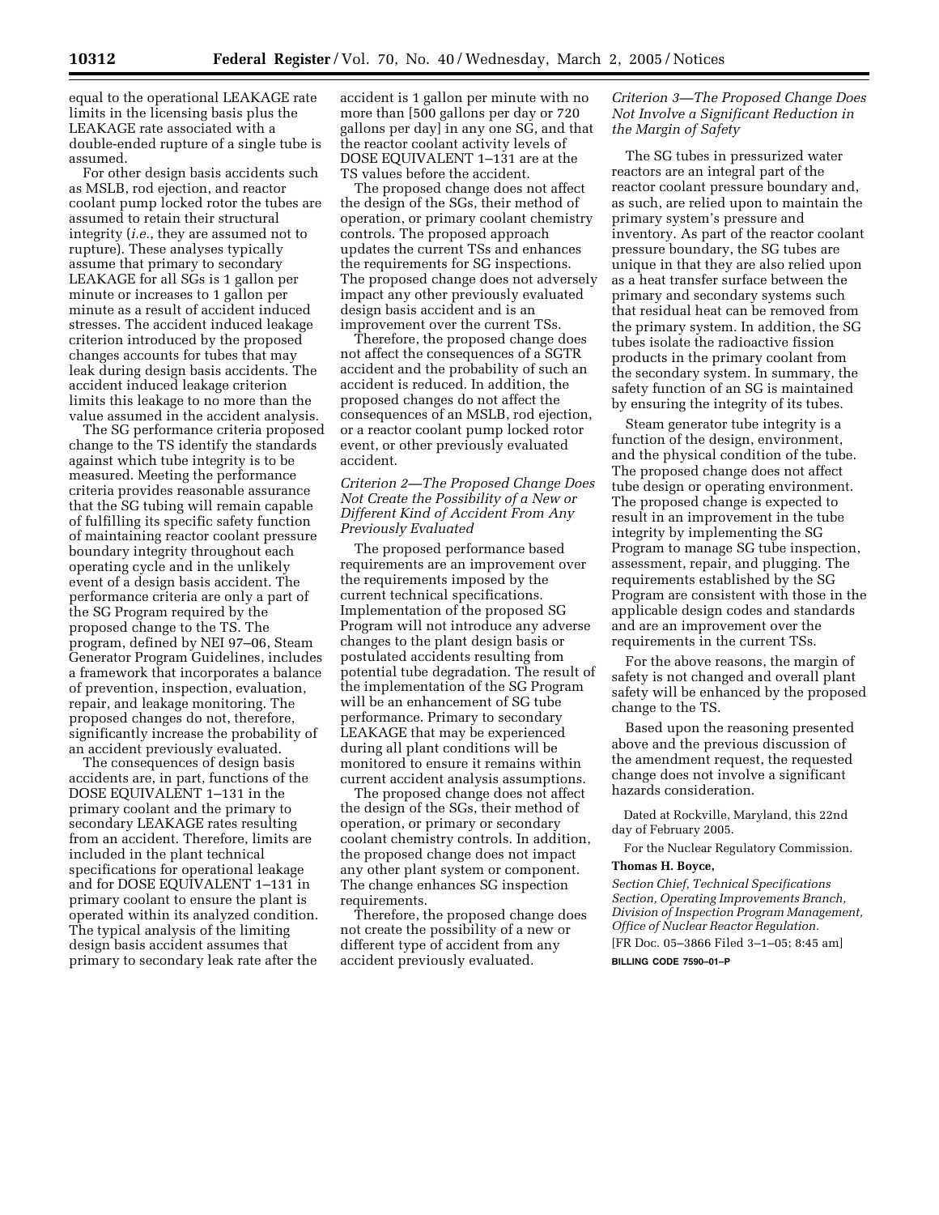equal to the operational LEAKAGE rate limits in the licensing basis plus the LEAKAGE rate associated with a double-ended rupture of a single tube is assumed.

For other design basis accidents such as MSLB, rod ejection, and reactor coolant pump locked rotor the tubes are assumed to retain their structural integrity (*i.e.*, they are assumed not to rupture). These analyses typically assume that primary to secondary LEAKAGE for all SGs is 1 gallon per minute or increases to 1 gallon per minute as a result of accident induced stresses. The accident induced leakage criterion introduced by the proposed changes accounts for tubes that may leak during design basis accidents. The accident induced leakage criterion limits this leakage to no more than the value assumed in the accident analysis.

The SG performance criteria proposed change to the TS identify the standards against which tube integrity is to be measured. Meeting the performance criteria provides reasonable assurance that the SG tubing will remain capable of fulfilling its specific safety function of maintaining reactor coolant pressure boundary integrity throughout each operating cycle and in the unlikely event of a design basis accident. The performance criteria are only a part of the SG Program required by the proposed change to the TS. The program, defined by NEI 97–06, Steam Generator Program Guidelines, includes a framework that incorporates a balance of prevention, inspection, evaluation, repair, and leakage monitoring. The proposed changes do not, therefore, significantly increase the probability of an accident previously evaluated.

The consequences of design basis accidents are, in part, functions of the DOSE EQUIVALENT 1–131 in the primary coolant and the primary to secondary LEAKAGE rates resulting from an accident. Therefore, limits are included in the plant technical specifications for operational leakage and for DOSE EQUIVALENT 1–131 in primary coolant to ensure the plant is operated within its analyzed condition. The typical analysis of the limiting design basis accident assumes that primary to secondary leak rate after the accident is 1 gallon per minute with no more than [500 gallons per day or 720 gallons per day] in any one SG, and that the reactor coolant activity levels of DOSE EQUIVALENT 1–131 are at the TS values before the accident.

The proposed change does not affect the design of the SGs, their method of operation, or primary coolant chemistry controls. The proposed approach updates the current TSs and enhances the requirements for SG inspections. The proposed change does not adversely impact any other previously evaluated design basis accident and is an improvement over the current TSs.

Therefore, the proposed change does not affect the consequences of a SGTR accident and the probability of such an accident is reduced. In addition, the proposed changes do not affect the consequences of an MSLB, rod ejection, or a reactor coolant pump locked rotor event, or other previously evaluated accident.

*Criterion 2—The Proposed Change Does Not Create the Possibility of a New or Different Kind of Accident From Any Previously Evaluated*

The proposed performance based requirements are an improvement over the requirements imposed by the current technical specifications. Implementation of the proposed SG Program will not introduce any adverse changes to the plant design basis or postulated accidents resulting from potential tube degradation. The result of the implementation of the SG Program will be an enhancement of SG tube performance. Primary to secondary LEAKAGE that may be experienced during all plant conditions will be monitored to ensure it remains within current accident analysis assumptions.

The proposed change does not affect the design of the SGs, their method of operation, or primary or secondary coolant chemistry controls. In addition, the proposed change does not impact any other plant system or component. The change enhances SG inspection requirements.

Therefore, the proposed change does not create the possibility of a new or different type of accident from any accident previously evaluated.

*Criterion 3—The Proposed Change Does Not Involve a Significant Reduction in the Margin of Safety*

The SG tubes in pressurized water reactors are an integral part of the reactor coolant pressure boundary and, as such, are relied upon to maintain the primary system's pressure and inventory. As part of the reactor coolant pressure boundary, the SG tubes are unique in that they are also relied upon as a heat transfer surface between the primary and secondary systems such that residual heat can be removed from the primary system. In addition, the SG tubes isolate the radioactive fission products in the primary coolant from the secondary system. In summary, the safety function of an SG is maintained by ensuring the integrity of its tubes.

Steam generator tube integrity is a function of the design, environment, and the physical condition of the tube. The proposed change does not affect tube design or operating environment. The proposed change is expected to result in an improvement in the tube integrity by implementing the SG Program to manage SG tube inspection, assessment, repair, and plugging. The requirements established by the SG Program are consistent with those in the applicable design codes and standards and are an improvement over the requirements in the current TSs.

For the above reasons, the margin of safety is not changed and overall plant safety will be enhanced by the proposed change to the TS.

Based upon the reasoning presented above and the previous discussion of the amendment request, the requested change does not involve a significant hazards consideration.

Dated at Rockville, Maryland, this 22nd day of February 2005.

For the Nuclear Regulatory Commission.

**Thomas H. Boyce,**

*Section Chief, Technical Specifications Section, Operating Improvements Branch, Division of Inspection Program Management, Office of Nuclear Reactor Regulation.*

[FR Doc. 05–3866 Filed 3–1–05; 8:45 am]

**BILLING CODE 7590–01–P**